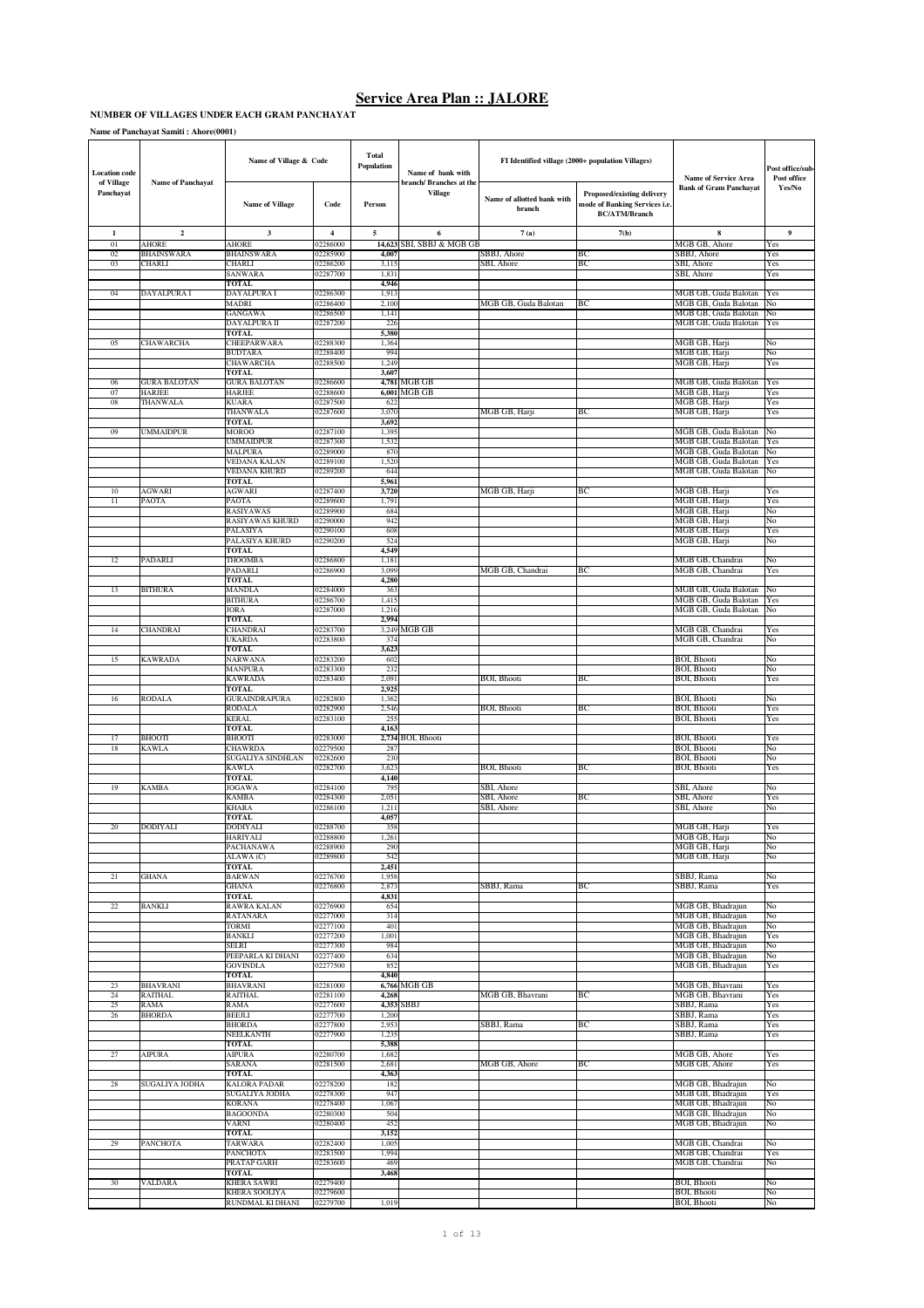# Service Area Plan :: JALORE

**NUMBER OF VILLAGES UNDER EACH GRAM PANCHAYAT**

**Name of Panchayat Samiti : Ahore(0001)**

| Location code of Village Panchayat | Name of Panchayat | Name of Village & Code | | Total Population | Name of bank with branch/ Branches at the Village | FI Identified village (2000+ population Villages) | | Name of Service Area Bank of Gram Panchayat | Post office/sub-Post office Yes/No |
|---|---|---|---|---|---|---|---|---|---|
| | | Name of Village | Code | Person | | Name of allotted bank with branch | Proposed/existing delivery mode of Banking Services i.e. BC/ATM/Branch | | |
| 1 | 2 | 3 | 4 | 5 | 6 | 7(a) | 7(b) | 8 | 9 |
| 01 | AHORE | AHORE | 02286000 | 14,623 | SBI, SBBJ & MGB GB | | | MGB GB, Ahore | Yes |
| 02 | BHAINSWARA | BHAINSWARA | 02285900 | 4,007 | | SBBJ, Ahore | BC | SBBJ, Ahore | Yes |
| 03 | CHARLI | CHARLI | 02286200 | 3,115 | | SBI, Ahore | BC | SBI, Ahore | Yes |
| | | SANWARA | 02287700 | 1,831 | | | | SBI, Ahore | Yes |
| | | TOTAL | | 4,946 | | | | | |
| 04 | DAYALPURA I | DAYALPURA I | 02286300 | 1,913 | | | | MGB GB, Guda Balotan | Yes |
| | | MADRI | 02286400 | 2,100 | | MGB GB, Guda Balotan | BC | MGB GB, Guda Balotan | No |
| | | GANGAWA | 02286500 | 1,141 | | | | MGB GB, Guda Balotan | No |
| | | DAYALPURA II | 02287200 | 226 | | | | MGB GB, Guda Balotan | Yes |
| | | TOTAL | | 5,380 | | | | | |
| 05 | CHAWARCHA | CHEEPARWARA | 02288300 | 1,364 | | | | MGB GB, Harji | No |
| | | BUDTARA | 02288400 | 994 | | | | MGB GB, Harji | No |
| | | CHAWARCHA | 02288500 | 1,249 | | | | MGB GB, Harji | Yes |
| | | TOTAL | | 3,607 | | | | | |
| 06 | GURA BALOTAN | GURA BALOTAN | 02286600 | 4,781 | MGB GB | | | MGB GB, Guda Balotan | Yes |
| 07 | HARJEE | HARJEE | 02288600 | 6,001 | MGB GB | | | MGB GB, Harji | Yes |
| 08 | THANWALA | KUARA | 02287500 | 622 | | | | MGB GB, Harji | Yes |
| | | THANWALA | 02287600 | 3,070 | | MGB GB, Harji | BC | MGB GB, Harji | Yes |
| | | TOTAL | | 3,692 | | | | | |
| 09 | UMMAIDPUR | MOROO | 02287100 | 1,395 | | | | MGB GB, Guda Balotan | No |
| | | UMMAIDPUR | 02287300 | 1,532 | | | | MGB GB, Guda Balotan | Yes |
| | | MALPURA | 02289000 | 870 | | | | MGB GB, Guda Balotan | No |
| | | VEDANA KALAN | 02289100 | 1,520 | | | | MGB GB, Guda Balotan | Yes |
| | | VEDANA KHURD | 02289200 | 644 | | | | MGB GB, Guda Balotan | No |
| | | TOTAL | | 5,961 | | | | | |
| 10 | AGWARI | AGWARI | 02287400 | 3,720 | | MGB GB, Harji | BC | MGB GB, Harji | Yes |
| 11 | PAOTA | PAOTA | 02289600 | 1,791 | | | | MGB GB, Harji | Yes |
| | | RASIYAWAS | 02289900 | 684 | | | | MGB GB, Harji | No |
| | | RASIYAWAS KHURD | 02290000 | 942 | | | | MGB GB, Harji | No |
| | | PALASIYA | 02290100 | 608 | | | | MGB GB, Harji | Yes |
| | | PALASIYA KHURD | 02290200 | 524 | | | | MGB GB, Harji | No |
| | | TOTAL | | 4,549 | | | | | |
| 12 | PADARLI | THOOMBA | 02286800 | 1,181 | | | | MGB GB, Chandrai | No |
| | | PADARLI | 02286900 | 3,099 | | MGB GB, Chandrai | BC | MGB GB, Chandrai | Yes |
| | | TOTAL | | 4,280 | | | | | |
| 13 | BITHURA | MANDLA | 02284000 | 363 | | | | MGB GB, Guda Balotan | No |
| | | BITHURA | 02286700 | 1,415 | | | | MGB GB, Guda Balotan | Yes |
| | | JORA | 02287000 | 1,216 | | | | MGB GB, Guda Balotan | No |
| | | TOTAL | | 2,994 | | | | | |
| 14 | CHANDRAI | CHANDRAI | 02283700 | 3,249 | MGB GB | | | MGB GB, Chandrai | Yes |
| | | UKARDA | 02283800 | 374 | | | | MGB GB, Chandrai | No |
| | | TOTAL | | 3,623 | | | | | |
| 15 | KAWRADA | NARWANA | 02283200 | 602 | | | | BOI, Bhooti | No |
| | | MANPURA | 02283300 | 232 | | | | BOI, Bhooti | No |
| | | KAWRADA | 02283400 | 2,091 | | BOI, Bhooti | BC | BOI, Bhooti | Yes |
| | | TOTAL | | 2,925 | | | | | |
| 16 | RODALA | GURAINDRAPURA | 02282800 | 1,362 | | | | BOI, Bhooti | No |
| | | RODALA | 02282900 | 2,546 | | BOI, Bhooti | BC | BOI, Bhooti | Yes |
| | | KERAL | 02283100 | 255 | | | | BOI, Bhooti | Yes |
| | | TOTAL | | 4,163 | | | | | |
| 17 | BHOOTI | BHOOTI | 02283000 | 2,734 | BOI, Bhooti | | | BOI, Bhooti | Yes |
| 18 | KAWLA | CHAWRDA | 02279500 | 287 | | | | BOI, Bhooti | No |
| | | SUGALIYA SINDHLAN | 02282600 | 230 | | | | BOI, Bhooti | No |
| | | KAWLA | 02282700 | 3,623 | | BOI, Bhooti | BC | BOI, Bhooti | Yes |
| | | TOTAL | | 4,140 | | | | | |
| 19 | KAMBA | JOGAWA | 02284100 | 795 | | SBI, Ahore | | SBI, Ahore | No |
| | | KAMBA | 02284300 | 2,051 | | SBI, Ahore | BC | SBI, Ahore | Yes |
| | | KHARA | 02286100 | 1,211 | | SBI, Ahore | | SBI, Ahore | No |
| | | TOTAL | | 4,057 | | | | | |
| 20 | DODIYALI | DODIYALI | 02288700 | 358 | | | | MGB GB, Harji | Yes |
| | | HARIYALI | 02288800 | 1,261 | | | | MGB GB, Harji | No |
| | | PACHANAWA | 02288900 | 290 | | | | MGB GB, Harji | No |
| | | ALAWA (C) | 02289800 | 542 | | | | MGB GB, Harji | No |
| | | TOTAL | | 2,451 | | | | | |
| 21 | GHANA | BARWAN | 02276700 | 1,958 | | | | SBBJ, Rama | No |
| | | GHANA | 02276800 | 2,873 | | SBBJ, Rama | BC | SBBJ, Rama | Yes |
| | | TOTAL | | 4,831 | | | | | |
| 22 | BANKLI | RAWRA KALAN | 02276900 | 654 | | | | MGB GB, Bhadrajun | No |
| | | RATANARA | 02277000 | 314 | | | | MGB GB, Bhadrajun | No |
| | | TORMI | 02277100 | 401 | | | | MGB GB, Bhadrajun | No |
| | | BANKLI | 02277200 | 1,001 | | | | MGB GB, Bhadrajun | Yes |
| | | SELRI | 02277300 | 984 | | | | MGB GB, Bhadrajun | No |
| | | PEEPARLA KI DHANI | 02277400 | 634 | | | | MGB GB, Bhadrajun | No |
| | | GOVINDLA | 02277500 | 852 | | | | MGB GB, Bhadrajun | Yes |
| | | TOTAL | | 4,840 | | | | | |
| 23 | BHAVRANI | BHAVRANI | 02281000 | 6,766 | MGB GB | | | MGB GB, Bhavrani | Yes |
| 24 | RAITHAL | RAITHAL | 02281100 | 4,268 | | MGB GB, Bhavrani | BC | MGB GB, Bhavrani | Yes |
| 25 | RAMA | RAMA | 02277600 | 4,353 | SBBJ | | | SBBJ, Rama | Yes |
| 26 | BHORDA | BEEJLI | 02277700 | 1,200 | | | | SBBJ, Rama | Yes |
| | | BHORDA | 02277800 | 2,953 | | SBBJ, Rama | BC | SBBJ, Rama | Yes |
| | | NEELKANTH | 02277900 | 1,235 | | | | SBBJ, Rama | Yes |
| | | TOTAL | | 5,388 | | | | | |
| 27 | AIPURA | AIPURA | 02280700 | 1,682 | | | | MGB GB, Ahore | Yes |
| | | SARANA | 02281500 | 2,681 | | MGB GB, Ahore | BC | MGB GB, Ahore | Yes |
| | | TOTAL | | 4,363 | | | | | |
| 28 | SUGALIYA JODHA | KALORA PADAR | 02278200 | 182 | | | | MGB GB, Bhadrajun | No |
| | | SUGALIYA JODHA | 02278300 | 947 | | | | MGB GB, Bhadrajun | Yes |
| | | KORANA | 02278400 | 1,067 | | | | MGB GB, Bhadrajun | No |
| | | BAGOONDA | 02280300 | 504 | | | | MGB GB, Bhadrajun | No |
| | | VARNI | 02280400 | 452 | | | | MGB GB, Bhadrajun | No |
| | | TOTAL | | 3,152 | | | | | |
| 29 | PANCHOTA | TARWARA | 02282400 | 1,005 | | | | MGB GB, Chandrai | No |
| | | PANCHOTA | 02283500 | 1,994 | | | | MGB GB, Chandrai | Yes |
| | | PRATAP GARH | 02283600 | 469 | | | | MGB GB, Chandrai | No |
| | | TOTAL | | 3,468 | | | | | |
| 30 | VALDARA | KHERA SAWRI | 02279400 | | | | | BOI, Bhooti | No |
| | | KHERA SOOLIYA | 02279600 | | | | | BOI, Bhooti | No |
| | | RUNDMAL KI DHANI | 02279700 | 1,019 | | | | BOI, Bhooti | No |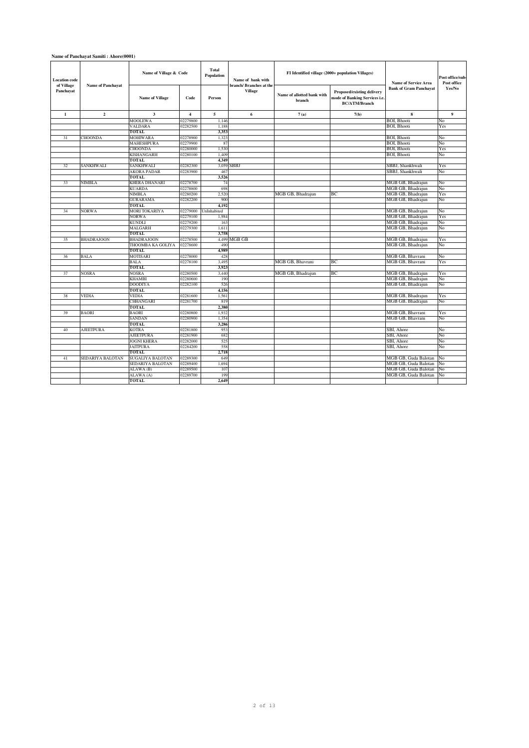**Name of Panchayat Samiti : Ahore(0001)**

| Location code of Village Panchayat | Name of Panchayat | Name of Village & Code | | Total Population | Name of bank with branch/ Branches at the Village | FI Identified village (2000+ population Villages) | | Name of Service Area Bank of Gram Panchayat | Post office/sub-Post office Yes/No |
|---|---|---|---|---|---|---|---|---|---|
| | | Name of Village | Code | Person | | Name of allotted bank with branch | Proposed/existing delivery mode of Banking Services i.e. BC/ATM/Branch | | |
| 1 | 2 | 3 | 4 | 5 | 6 | 7(a) | 7(b) | 8 | 9 |
| | | MOOLEWA | 02279800 | 1,146 | | | | BOI, Bhooti | No |
| | | VALDARA | 02282500 | 1,188 | | | | BOI, Bhooti | Yes |
| | | TOTAL | | 3,353 | | | | | |
| 31 | CHOONDA | MOHIWARA | 02278900 | 1,323 | | | | BOI, Bhooti | No |
| | | MAHESHPURA | 02279900 | 87 | | | | BOI, Bhooti | No |
| | | CHOONDA | 02280000 | 1,530 | | | | BOI, Bhooti | Yes |
| | | KISHANGARH | 02280100 | 1,409 | | | | BOI, Bhooti | No |
| | | TOTAL | | 4,349 | | | | | |
| 32 | SANKHWALI | SANKHWALI | 02282300 | 3,059 | SBBJ | | | SBBJ, Shankhwali | Yes |
| | | AKORA PADAR | 02283900 | 467 | | | | SBBJ, Shankhwali | No |
| | | TOTAL | | 3,526 | | | | | |
| 33 | NIMBLA | KHERA DHANARI | 02278700 | 74 | | | | MGB GB, Bhadrajun | No |
| | | KUARDA | 02278800 | 698 | | | | MGB GB, Bhadrajun | No |
| | | NIMBLA | 02280200 | 2,520 | | MGB GB, Bhadrajun | BC | MGB GB, Bhadrajun | Yes |
| | | GURARAMA | 02282200 | 900 | | | | MGB GB, Bhadrajun | No |
| | | TOTAL | | 4,192 | | | | | |
| 34 | NORWA | MORI TOKARIYA | 02279000 | UnInhabited | | | | MGB GB, Bhadrajun | No |
| | | NORWA | 02279100 | 1,984 | | | | MGB GB, Bhadrajun | Yes |
| | | KUNDLI | 02279200 | 163 | | | | MGB GB, Bhadrajun | No |
| | | MALGARH | 02279300 | 1,611 | | | | MGB GB, Bhadrajun | No |
| | | TOTAL | | 3,758 | | | | | |
| 35 | BHADRAJOON | BHADRAJOON | 02278500 | 4,499 | MGB GB | | | MGB GB, Bhadrajun | Yes |
| | | THOOMBA KA GOLIYA | 02278600 | 490 | | | | MGB GB, Bhadrajun | No |
| | | TOTAL | | 4,989 | | | | | |
| 36 | BALA | MOTISARI | 02278000 | 428 | | | | MGB GB, Bhavrani | No |
| | | BALA | 02278100 | 3,495 | | MGB GB, Bhavrani | BC | MGB GB, Bhavrani | Yes |
| | | TOTAL | | 3,923 | | | | | |
| 37 | NOSRA | NOSRA | 02280500 | 3,440 | | MGB GB, Bhadrajun | BC | MGB GB, Bhadrajun | Yes |
| | | KHAMBI | 02280600 | 190 | | | | MGB GB, Bhadrajun | No |
| | | DOODIYA | 02282100 | 526 | | | | MGB GB, Bhadrajun | No |
| | | TOTAL | | 4,156 | | | | | |
| 38 | VEDIA | VEDIA | 02281600 | 1,561 | | | | MGB GB, Bhadrajun | Yes |
| | | CHHANGARI | 02281700 | 819 | | | | MGB GB, Bhadrajun | No |
| | | TOTAL | | 2,380 | | | | | |
| 39 | BAORI | BAORI | 02280800 | 1,932 | | | | MGB GB, Bhavrani | Yes |
| | | SANDAN | 02280900 | 1,354 | | | | MGB GB, Bhavrani | No |
| | | TOTAL | | 3,286 | | | | | |
| 40 | AJEETPURA | KOTRA | 02281800 | 953 | | | | SBI, Ahore | No |
| | | AJEETPURA | 02281900 | 682 | | | | SBI, Ahore | No |
| | | JOGNI KHERA | 02282000 | 525 | | | | SBI, Ahore | No |
| | | JAITPURA | 02284200 | 558 | | | | SBI, Ahore | No |
| | | TOTAL | | 2,718 | | | | | |
| 41 | SEDARIYA BALOTAN | SUGALIYA BALOTAN | 02289300 | 649 | | | | MGB GB, Guda Balotan | No |
| | | SEDARIYA BALOTAN | 02289400 | 1,694 | | | | MGB GB, Guda Balotan | No |
| | | ALAWA (B) | 02289500 | 107 | | | | MGB GB, Guda Balotan | No |
| | | ALAWA (A) | 02289700 | 199 | | | | MGB GB, Guda Balotan | No |
| | | TOTAL | | 2,649 | | | | | |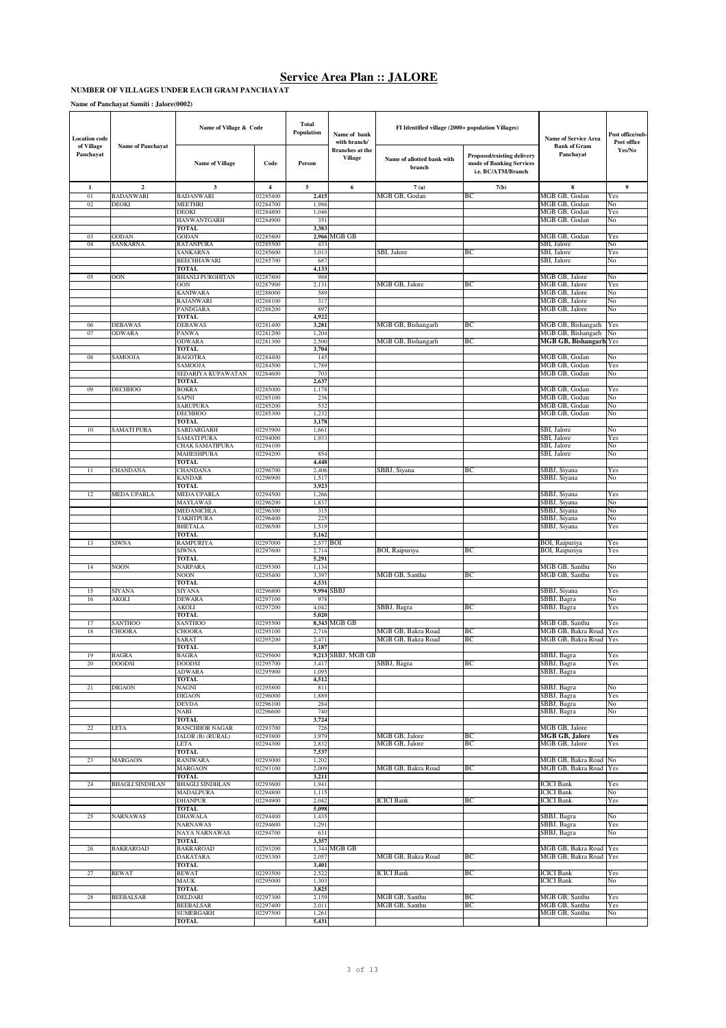# Service Area Plan :: JALORE

**NUMBER OF VILLAGES UNDER EACH GRAM PANCHAYAT**

**Name of Panchayat Samiti : Jalore(0002)**

| Location code of Village Panchayat | Name of Panchayat | Name of Village & Code | | Total Population | Name of bank with branch/ Branches at the Village | FI Identified village (2000+ population Villages) | | Name of Service Area Bank of Gram Panchayat | Post office/sub-Post office Yes/No |
|---|---|---|---|---|---|---|---|---|---|
| | | Name of Village | Code | Person | | Name of allotted bank with branch | Proposed/existing delivery mode of Banking Services i.e. BC/ATM/Branch | | |
| 1 | 2 | 3 | 4 | 5 | 6 | 7 (a) | 7(b) | 8 | 9 |
| 01 | BADANWARI | BADANWARI | 02285400 | 2,415 | | MGB GB, Godan | BC | MGB GB, Godan | Yes |
| 02 | DEOKI | MEETHRI | 02284700 | 1,986 | | | | MGB GB, Godan | No |
| | | DEOKI | 02284800 | 1,046 | | | | MGB GB, Godan | Yes |
| | | HANWANTGARH | 02284900 | 351 | | | | MGB GB, Godan | No |
| | | TOTAL | | 3,383 | | | | | |
| 03 | GODAN | GODAN | 02285800 | 2,966 | MGB GB | | | MGB GB, Godan | Yes |
| 04 | SANKARNA | RATANPURA | 02285500 | 433 | | | | SBI, Jalore | No |
| | | SANKARNA | 02285600 | 3,013 | | SBI, Jalore | BC | SBI, Jalore | Yes |
| | | BEECHHAWARI | 02285700 | 687 | | | | SBI, Jalore | No |
| | | TOTAL | | 4,133 | | | | | |
| 05 | OON | BHANLI PUROHITAN | 02287800 | 988 | | | | MGB GB, Jalore | No |
| | | OON | 02287900 | 2,131 | | MGB GB, Jalore | BC | MGB GB, Jalore | Yes |
| | | KANIWARA | 02288000 | 589 | | | | MGB GB, Jalore | No |
| | | RAJANWARI | 02288100 | 317 | | | | MGB GB, Jalore | No |
| | | PANDGARA | 02288200 | 897 | | | | MGB GB, Jalore | No |
| | | TOTAL | | 4,922 | | | | | |
| 06 | DEBAWAS | DEBAWAS | 02281400 | 3,281 | | MGB GB, Bishangarh | BC | MGB GB, Bishangarh | Yes |
| 07 | ODWARA | PANWA | 02281200 | 1,204 | | | | MGB GB, Bishangarh | No |
| | | ODWARA | 02281300 | 2,500 | | MGB GB, Bishangarh | BC | **MGB GB, Bishangarh** | Yes |
| | | TOTAL | | 3,704 | | | | | |
| 08 | SAMOOJA | BAGOTRA | 02284400 | 145 | | | | MGB GB, Godan | No |
| | | SAMOOJA | 02284500 | 1,789 | | | | MGB GB, Godan | Yes |
| | | SEDARIYA KUPAWATAN | 02284600 | 703 | | | | MGB GB, Godan | No |
| | | TOTAL | | 2,637 | | | | | |
| 09 | DECHHOO | BOKRA | 02285000 | 1,178 | | | | MGB GB, Godan | Yes |
| | | SAPNI | 02285100 | 236 | | | | MGB GB, Godan | No |
| | | SARUPURA | 02285200 | 532 | | | | MGB GB, Godan | No |
| | | DECHHOO | 02285300 | 1,232 | | | | MGB GB, Godan | No |
| | | TOTAL | | 3,178 | | | | | |
| 10 | SAMATI PURA | SARDARGARH | 02293900 | 1,661 | | | | SBI, Jalore | No |
| | | SAMATI PURA | 02294000 | 1,933 | | | | SBI, Jalore | Yes |
| | | CHAK SAMATIPURA | 02294100 | | | | | SBI, Jalore | No |
| | | MAHESHPURA | 02294200 | 854 | | | | SBI, Jalore | No |
| | | TOTAL | | 4,448 | | | | | |
| 11 | CHANDANA | CHANDANA | 02296700 | 2,406 | | SBBJ, Siyana | BC | SBBJ, Siyana | Yes |
| | | KANDAR | 02296900 | 1,517 | | | | SBBJ, Siyana | No |
| | | TOTAL | | 3,923 | | | | | |
| 12 | MEDA UPARLA | MEDA UPARLA | 02294500 | 1,266 | | | | SBBJ, Siyana | Yes |
| | | MAYLAWAS | 02296200 | 1,837 | | | | SBBJ, Siyana | No |
| | | MEDANICHLA | 02296300 | 315 | | | | SBBJ, Siyana | No |
| | | TAKHTPURA | 02296400 | 225 | | | | SBBJ, Siyana | No |
| | | BHETALA | 02296500 | 1,519 | | | | SBBJ, Siyana | Yes |
| | | TOTAL | | 5,162 | | | | | |
| 13 | SIWNA | RAMPURIYA | 02297000 | 2,577 | BOI | | | BOI, Raipuriya | Yes |
| | | SIWNA | 02297600 | 2,714 | | BOI, Raipuriya | BC | BOI, Raipuriya | Yes |
| | | TOTAL | | 5,291 | | | | | |
| 14 | NOON | NARPARA | 02295300 | 1,134 | | | | MGB GB, Santhu | No |
| | | NOON | 02295400 | 3,397 | | MGB GB, Santhu | BC | MGB GB, Santhu | Yes |
| | | TOTAL | | 4,531 | | | | | |
| 15 | SIYANA | SIYANA | 02296800 | 9,994 | SBBJ | | | SBBJ, Siyana | Yes |
| 16 | AKOLI | DEWARA | 02297100 | 978 | | | | SBBJ, Bagra | No |
| | | AKOLI | 02297200 | 4,042 | | SBBJ, Bagra | BC | SBBJ, Bagra | Yes |
| | | TOTAL | | 5,020 | | | | | |
| 17 | SANTHOO | SANTHOO | 02295500 | 8,343 | MGB GB | | | MGB GB, Santhu | Yes |
| 18 | CHOORA | CHOORA | 02295100 | 2,716 | | MGB GB, Bakra Road | BC | MGB GB, Bakra Road | Yes |
| | | SARAT | 02295200 | 2,471 | | MGB GB, Bakra Road | BC | MGB GB, Bakra Road | Yes |
| | | TOTAL | | 5,187 | | | | | |
| 19 | BAGRA | BAGRA | 02295600 | 9,213 | SBBJ, MGB GB | | | SBBJ, Bagra | Yes |
| 20 | DOODSI | DOODSI | 02295700 | 3,417 | | SBBJ, Bagra | BC | SBBJ, Bagra | Yes |
| | | ADWARA | 02295900 | 1,095 | | | | SBBJ, Bagra | |
| | | TOTAL | | 4,512 | | | | | |
| 21 | DIGAON | NAGNI | 02295800 | 811 | | | | SBBJ, Bagra | No |
| | | DIGAON | 02296000 | 1,889 | | | | SBBJ, Bagra | Yes |
| | | DEVDA | 02296100 | 284 | | | | SBBJ, Bagra | No |
| | | NABI | 02296600 | 740 | | | | SBBJ, Bagra | No |
| | | TOTAL | | 3,724 | | | | | |
| 22 | LETA | RANCHHOR NAGAR | 02293700 | 726 | | | | MGB GB, Jalore | |
| | | JALOR (B) (RURAL) | 02293800 | 3,979 | | MGB GB, Jalore | BC | **MGB GB, Jalore** | **Yes** |
| | | LETA | 02294300 | 2,832 | | MGB GB, Jalore | BC | MGB GB, Jalore | Yes |
| | | TOTAL | | 7,537 | | | | | |
| 23 | MARGAON | RANIWARA | 02293000 | 1,202 | | | | MGB GB, Bakra Road | No |
| | | MARGAON | 02293100 | 2,009 | | MGB GB, Bakra Road | BC | MGB GB, Bakra Road | Yes |
| | | TOTAL | | 3,211 | | | | | |
| 24 | BHAGLI SINDHLAN | BHAGLI SINDHLAN | 02293600 | 1,941 | | | | ICICI Bank | Yes |
| | | MADALPURA | 02294800 | 1,115 | | | | ICICI Bank | No |
| | | DHANPUR | 02294900 | 2,042 | | ICICI Bank | BC | ICICI Bank | Yes |
| | | TOTAL | | 5,098 | | | | | |
| 25 | NARNAWAS | DHAWALA | 02294400 | 1,435 | | | | SBBJ, Bagra | No |
| | | NARNAWAS | 02294600 | 1,291 | | | | SBBJ, Bagra | Yes |
| | | NAYA NARNAWAS | 02294700 | 631 | | | | SBBJ, Bagra | No |
| | | TOTAL | | 3,357 | | | | | |
| 26 | BAKRAROAD | BAKRAROAD | 02293200 | 1,344 | MGB GB | | | MGB GB, Bakra Road | Yes |
| | | DAKATARA | 02293300 | 2,057 | | MGB GB, Bakra Road | BC | MGB GB, Bakra Road | Yes |
| | | TOTAL | | 3,401 | | | | | |
| 27 | REWAT | REWAT | 02293500 | 2,522 | | ICICI Bank | BC | ICICI Bank | Yes |
| | | MAUK | 02295000 | 1,303 | | | | ICICI Bank | No |
| | | TOTAL | | 3,825 | | | | | |
| 28 | BEEBALSAR | DELDARI | 02297300 | 2,159 | | MGB GB, Santhu | BC | MGB GB, Santhu | Yes |
| | | BEEBALSAR | 02297400 | 2,011 | | MGB GB, Santhu | BC | MGB GB, Santhu | Yes |
| | | SUMERGARH | 02297500 | 1,261 | | | | MGB GB, Santhu | No |
| | | TOTAL | | 5,431 | | | | | |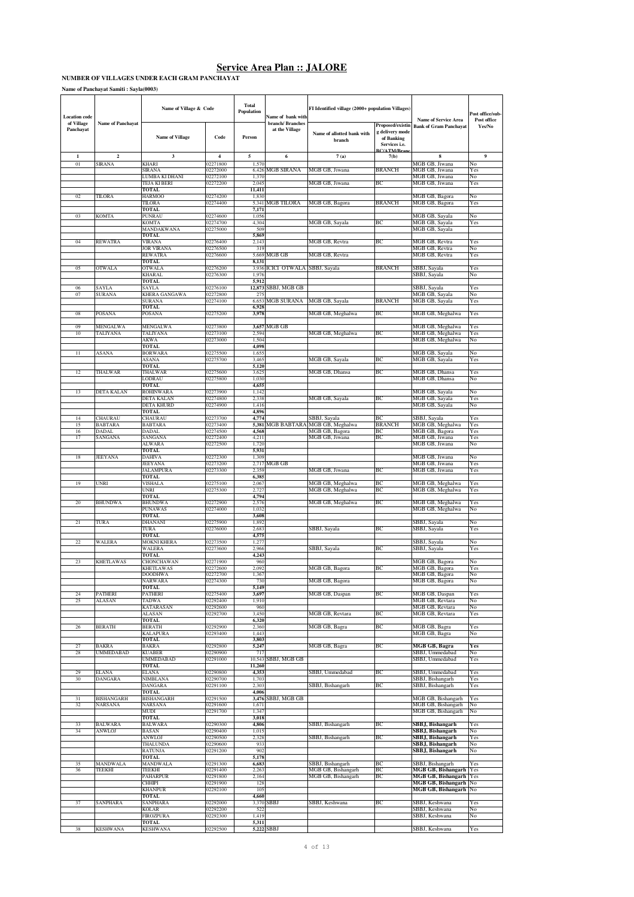# Service Area Plan :: JALORE

**NUMBER OF VILLAGES UNDER EACH GRAM PANCHAYAT**

**Name of Panchayat Samiti : Sayla(0003)**

| Location code of Village Panchayat | Name of Panchayat | Name of Village & Code | | Total Population | Name of bank with branch/ Branches at the Village | FI Identified village (2000+ population Villages) | | Name of Service Area Bank of Gram Panchayat | Post office/sub-Post office Yes/No |
|---|---|---|---|---|---|---|---|---|---|
| | | Name of Village | Code | Person | | Name of allotted bank with branch | Proposed/existing delivery mode of Banking Services i.e. BC/ATM/Branch | | |
| 1 | 2 | 3 | 4 | 5 | 6 | 7 (a) | 7(b) | 8 | 9 |
| 01 | SIRANA | KHARI | 02271800 | 1,570 | | | | MGB GB, Jiwana | No |
| | | SIRANA | 02272000 | 6,426 | MGB SIRANA | MGB GB, Jiwana | BRANCH | MGB GB, Jiwana | Yes |
| | | LUMBA KI DHANI | 02272100 | 1,370 | | | | MGB GB, Jiwana | No |
| | | TEJA KI BERI | 02272200 | 2,045 | | MGB GB, Jiwana | BC | MGB GB, Jiwana | Yes |
| | | **TOTAL** | | **11,411** | | | | | |
| 02 | TILORA | HARMOO | 02274200 | 1,830 | | | | MGB GB, Bagora | No |
| | | TILORA | 02274400 | 5,341 | MGB TILORA | MGB GB, Bagora | BRANCH | MGB GB, Bagora | Yes |
| | | **TOTAL** | | **7,171** | | | | | |
| 03 | KOMTA | PUNRAU | 02274600 | 1,056 | | | | MGB GB, Sayala | No |
| | | KOMTA | 02274700 | 4,304 | | MGB GB, Sayala | BC | MGB GB, Sayala | Yes |
| | | MANDAKWANA | 02275000 | 509 | | | | MGB GB, Sayala | |
| | | **TOTAL** | | **5,869** | | | | | |
| 04 | REWATRA | VIRANA | 02276400 | 2,143 | | MGB GB, Revtra | BC | MGB GB, Revtra | Yes |
| | | JOR VIRANA | 02276500 | 319 | | | | MGB GB, Revtra | No |
| | | REWATRA | 02276600 | 5,669 | MGB GB | MGB GB, Revtra | | MGB GB, Revtra | Yes |
| | | **TOTAL** | | **8,131** | | | | | |
| 05 | OTWALA | OTWALA | 02276200 | 3,936 | ICICI OTWALA | SBBJ, Sayala | BRANCH | SBBJ, Sayala | Yes |
| | | KHARAL | 02276300 | 1,976 | | | | SBBJ, Sayala | No |
| | | **TOTAL** | | **5,912** | | | | | |
| 06 | SAYLA | SAYLA | 02276100 | **12,873** | SBBJ, MGB GB | | | SBBJ, Sayala | Yes |
| 07 | SURANA | KHERA GANGAWA | 02272800 | 275 | | | | MGB GB, Sayala | No |
| | | SURANA | 02274100 | 6,653 | MGB SURANA | MGB GB, Sayala | BRANCH | MGB GB, Sayala | Yes |
| | | **TOTAL** | | **6,928** | | | | | |
| 08 | POSANA | POSANA | 02275200 | **3,978** | | MGB GB, Meghalwa | BC | MGB GB, Meghalwa | Yes |
| 09 | MENGALWA | MENGALWA | 02273800 | **3,657** | MGB GB | | | MGB GB, Meghalwa | Yes |
| 10 | TALIYANA | TALIYANA | 02273100 | 2,594 | | MGB GB, Meghalwa | BC | MGB GB, Meghalwa | Yes |
| | | AKWA | 02273000 | 1,504 | | | | MGB GB, Meghalwa | No |
| | | **TOTAL** | | **4,098** | | | | | |
| 11 | ASANA | BORWARA | 02275500 | 1,655 | | | | MGB GB, Sayala | No |
| | | ASANA | 02275700 | 3,465 | | MGB GB, Sayala | BC | MGB GB, Sayala | Yes |
| | | **TOTAL** | | **5,120** | | | | | |
| 12 | THALWAR | THALWAR | 02275600 | 3,625 | | MGB GB, Dhansa | BC | MGB GB, Dhansa | Yes |
| | | LODRAU | 02275800 | 1,030 | | | | MGB GB, Dhansa | No |
| | | **TOTAL** | | **4,655** | | | | | |
| 13 | DETA KALAN | ROHINWARA | 02273900 | 1,142 | | | | MGB GB, Sayala | No |
| | | DETA KALAN | 02274800 | 2,338 | | MGB GB, Sayala | BC | MGB GB, Sayala | Yes |
| | | DETA KHURD | 02274900 | 1,416 | | | | MGB GB, Sayala | No |
| | | **TOTAL** | | **4,896** | | | | | |
| 14 | CHAURAU | CHAURAU | 02273700 | **4,774** | | SBBJ, Sayala | BC | SBBJ, Sayala | Yes |
| 15 | BABTARA | BABTARA | 02273400 | **5,381** | MGB BABTARA | MGB GB, Meghalwa | BRANCH | MGB GB, Meghalwa | Yes |
| 16 | DADAL | DADAL | 02274500 | **4,568** | | MGB GB, Bagora | BC | MGB GB, Bagora | Yes |
| 17 | SANGANA | SANGANA | 02272400 | 4,211 | | MGB GB, Jiwana | BC | MGB GB, Jiwana | Yes |
| | | ALWARA | 02272500 | 1,720 | | | | MGB GB, Jiwana | No |
| | | **TOTAL** | | **5,931** | | | | | |
| 18 | JEEYANA | DAHIVA | 02272300 | 1,309 | | | | MGB GB, Jiwana | No |
| | | JEEYANA | 02273200 | 2,717 | MGB GB | | | MGB GB, Jiwana | Yes |
| | | JALAMPURA | 02273300 | 2,359 | | MGB GB, Jiwana | BC | MGB GB, Jiwana | Yes |
| | | **TOTAL** | | **6,385** | | | | | |
| 19 | UNRI | VISHALA | 02275100 | 2,067 | | MGB GB, Meghalwa | BC | MGB GB, Meghalwa | Yes |
| | | UNRI | 02275300 | 2,727 | | MGB GB, Meghalwa | BC | MGB GB, Meghalwa | Yes |
| | | **TOTAL** | | **4,794** | | | | | |
| 20 | BHUNDWA | BHUNDWA | 02272900 | 2,576 | | MGB GB, Meghalwa | BC | MGB GB, Meghalwa | Yes |
| | | PUNAWAS | 02274000 | 1,032 | | | | MGB GB, Meghalwa | No |
| | | **TOTAL** | | **3,608** | | | | | |
| 21 | TURA | DHANANI | 02275900 | 1,892 | | | | SBBJ, Sayala | No |
| | | TURA | 02276000 | 2,683 | | SBBJ, Sayala | BC | SBBJ, Sayala | Yes |
| | | **TOTAL** | | **4,575** | | | | | |
| 22 | WALERA | MOKNI KHERA | 02273500 | 1,277 | | | | SBBJ, Sayala | No |
| | | WALERA | 02273600 | 2,966 | | SBBJ, Sayala | BC | SBBJ, Sayala | Yes |
| | | **TOTAL** | | **4,243** | | | | | |
| 23 | KHETLAWAS | CHONCHAWAN | 02271900 | 960 | | | | MGB GB, Bagora | No |
| | | KHETLAWAS | 02272600 | 2,092 | | MGB GB, Bagora | BC | MGB GB, Bagora | Yes |
| | | DOODHWA | 02272700 | 1,367 | | | | MGB GB, Bagora | No |
| | | NARWARA | 02274300 | 730 | | MGB GB, Bagora | | MGB GB, Bagora | No |
| | | **TOTAL** | | **5,149** | | | | | |
| 24 | PATHERI | PATHERI | 02275400 | **3,697** | | MGB GB, Daspan | BC | MGB GB, Daspan | Yes |
| 25 | ALASAN | TADWA | 02292400 | 1,910 | | | | MGB GB, Revtara | No |
| | | KATARASAN | 02292600 | 960 | | | | MGB GB, Revtara | No |
| | | ALASAN | 02292700 | 3,450 | | MGB GB, Revtara | BC | MGB GB, Revtara | Yes |
| | | **TOTAL** | | **6,320** | | | | | |
| 26 | BERATH | BERATH | 02292900 | 2,360 | | MGB GB, Bagra | BC | MGB GB, Bagra | Yes |
| | | KALAPURA | 02293400 | 1,443 | | | | MGB GB, Bagra | No |
| | | **TOTAL** | | **3,803** | | | | | |
| 27 | BAKRA | BAKRA | 02292800 | **5,247** | | MGB GB, Bagra | BC | **MGB GB, Bagra** | **Yes** |
| 28 | UMMEDABAD | KUABER | 02290900 | 717 | | | | SBBJ, Ummedabad | No |
| | | UMMEDABAD | 02291000 | 10,543 | SBBJ, MGB GB | | | SBBJ, Ummedabad | Yes |
| | | **TOTAL** | | **11,260** | | | | | |
| 29 | ELANA | ELANA | 02290800 | **4,353** | | SBBJ, Ummedabad | BC | SBBJ, Ummedabad | Yes |
| 30 | DANGARA | NIMBLANA | 02290700 | 1,703 | | | | SBBJ, Bishangarh | Yes |
| | | DANGARA | 02291100 | 2,303 | | SBBJ, Bishangarh | BC | SBBJ, Bishangarh | Yes |
| | | **TOTAL** | | **4,006** | | | | | |
| 31 | BISHANGARH | BISHANGARH | 02291500 | **3,476** | SBBJ, MGB GB | | | MGB GB, Bishangarh | Yes |
| 32 | NARSANA | NARSANA | 02291600 | 1,671 | | | | MGB GB, Bishangarh | No |
| | | MUDI | 02291700 | 1,347 | | | | MGB GB, Bishangarh | No |
| | | **TOTAL** | | **3,018** | | | | | |
| 33 | BALWARA | BALWARA | 02290300 | **4,806** | | SBBJ, Bishangarh | BC | **SBBJ, Bishangarh** | Yes |
| 34 | ANWLOJ | BASAN | 02290400 | 1,015 | | | | **SBBJ, Bishangarh** | No |
| | | ANWLOJ | 02290500 | 2,328 | | SBBJ, Bishangarh | BC | **SBBJ, Bishangarh** | Yes |
| | | THALUNDA | 02290600 | 933 | | | | **SBBJ, Bishangarh** | No |
| | | RATUNJA | 02291200 | 902 | | | | **SBBJ, Bishangarh** | No |
| | | **TOTAL** | | **5,178** | | | | | |
| 35 | MANDWALA | MANDWALA | 02291300 | **6,683** | | SBBJ, Bishangarh | BC | SBBJ, Bishangarh | Yes |
| 36 | TEEKHI | TEEKHI | 02291400 | 2,263 | | MGB GB, Bishangarh | BC | **MGB GB, Bishangarh** | Yes |
| | | PAHARPUR | 02291800 | 2,164 | | MGB GB, Bishangarh | BC | **MGB GB, Bishangarh** | Yes |
| | | CHHIPI | 02291900 | 128 | | | | **MGB GB, Bishangarh** | No |
| | | KHANPUR | 02292100 | 105 | | | | **MGB GB, Bishangarh** | No |
| | | **TOTAL** | | **4,660** | | | | | |
| 37 | SANPHARA | SANPHARA | 02292000 | 3,370 | SBBJ | SBBJ, Keshwana | BC | SBBJ, Keshwana | Yes |
| | | KOLAR | 02292200 | 522 | | | | SBBJ, Keshwana | No |
| | | FIROZPURA | 02292300 | 1,419 | | | | SBBJ, Keshwana | No |
| | | **TOTAL** | | **5,311** | | | | | |
| 38 | KESHWANA | KESHWANA | 02292500 | **5,222** | SBBJ | | | SBBJ, Keshwana | Yes |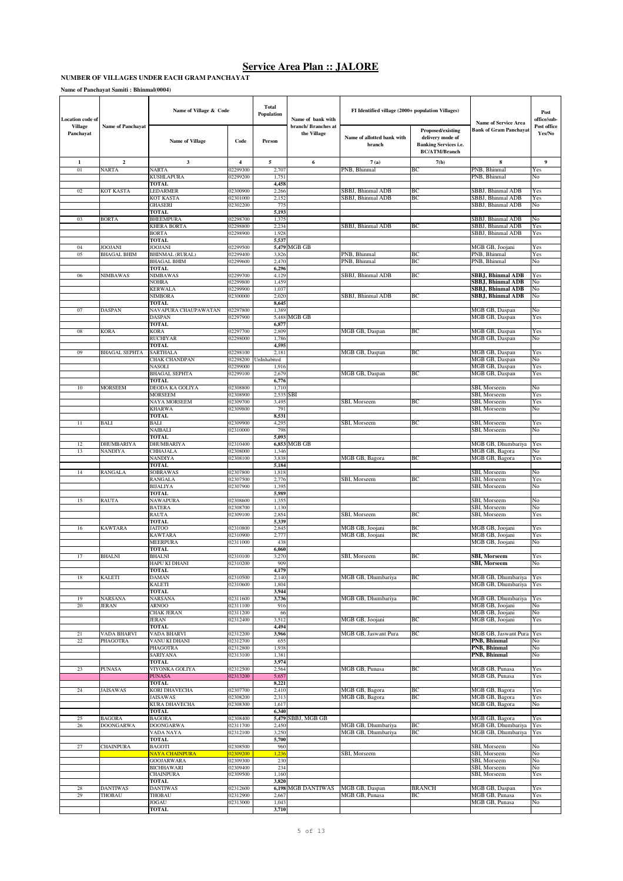# Service Area Plan :: JALORE

**NUMBER OF VILLAGES UNDER EACH GRAM PANCHAYAT**

**Name of Panchayat Samiti : Bhinmal(0004)**

| Location code of Village Panchayat | Name of Panchayat | Name of Village & Code | | Total Population | Name of bank with branch/ Branches at the Village | FI Identified village (2000+ population Villages) | | Name of Service Area Bank of Gram Panchayat | Post office/sub-Post office Yes/No |
|---|---|---|---|---|---|---|---|---|---|
| | | Name of Village | Code | Person | | Name of allotted bank with branch | Proposed/existing delivery mode of Banking Services i.e. BC/ATM/Branch | | |
| 1 | 2 | 3 | 4 | 5 | 6 | 7 (a) | 7(b) | 8 | 9 |
| 01 | NARTA | NARTA | 02299300 | 2,707 | | PNB, Bhinmal | BC | PNB, Bhinmal | Yes |
| | | KUSHLAPURA | 02299200 | 1,751 | | | | PNB, Bhinmal | No |
| | | **TOTAL** | | **4,458** | | | | | |
| 02 | KOT KASTA | LEDARMER | 02300900 | 2,266 | | SBBJ, Bhinmal ADB | BC | SBBJ, Bhinmal ADB | Yes |
| | | KOT KASTA | 02301000 | 2,152 | | SBBJ, Bhinmal ADB | BC | SBBJ, Bhinmal ADB | Yes |
| | | GHASERI | 02302200 | 775 | | | | SBBJ, Bhinmal ADB | No |
| | | **TOTAL** | | **5,193** | | | | | |
| 03 | BORTA | BHEEMPURA | 02298700 | 1,375 | | | | SBBJ, Bhinmal ADB | No |
| | | KHERA BORTA | 02298800 | 2,234 | | SBBJ, Bhinmal ADB | BC | SBBJ, Bhinmal ADB | Yes |
| | | BORTA | 02298900 | 1,928 | | | | SBBJ, Bhinmal ADB | Yes |
| | | **TOTAL** | | **5,537** | | | | | |
| 04 | JOOJANI | JOOJANI | 02299500 | **5,479** | MGB GB | | | MGB GB, Joojani | Yes |
| 05 | BHAGAL BHIM | BHINMAL (RURAL) | 02299400 | 3,826 | | PNB, Bhinmal | BC | PNB, Bhinmal | Yes |
| | | BHAGAL BHIM | 02299600 | 2,470 | | PNB, Bhinmal | BC | PNB, Bhinmal | No |
| | | **TOTAL** | | **6,296** | | | | | |
| 06 | NIMBAWAS | NIMBAWAS | 02299700 | 4,129 | | SBBJ, Bhinmal ADB | BC | **SBBJ, Bhinmal ADB** | Yes |
| | | NOHRA | 02299800 | 1,459 | | | | **SBBJ, Bhinmal ADB** | No |
| | | KERWALA | 02299900 | 1,037 | | | | **SBBJ, Bhinmal ADB** | No |
| | | NIMBORA | 02300000 | 2,020 | | SBBJ, Bhinmal ADB | BC | **SBBJ, Bhinmal ADB** | No |
| | | **TOTAL** | | **8,645** | | | | | |
| 07 | DASPAN | NAVAPURA CHAUPAWATAN | 02297800 | 1,389 | | | | MGB GB, Daspan | No |
| | | DASPAN | 02297900 | 5,488 | MGB GB | | | MGB GB, Daspan | Yes |
| | | **TOTAL** | | **6,877** | | | | | |
| 08 | KORA | KORA | 02297700 | 2,809 | | MGB GB, Daspan | BC | MGB GB, Daspan | Yes |
| | | RUCHIYAR | 02298000 | 1,786 | | | | MGB GB, Daspan | No |
| | | **TOTAL** | | **4,595** | | | | | |
| 09 | BHAGAL SEPHTA | SARTHALA | 02298100 | 2,181 | | MGB GB, Daspan | BC | MGB GB, Daspan | Yes |
| | | CHAK CHANDPAN | 02298200 | UnInhabited | | | | MGB GB, Daspan | No |
| | | NASOLI | 02299000 | 1,916 | | | | MGB GB, Daspan | Yes |
| | | BHAGAL SEPHTA | 02299100 | 2,679 | | MGB GB, Daspan | BC | MGB GB, Daspan | Yes |
| | | **TOTAL** | | **6,776** | | | | | |
| 10 | MORSEEM | DEODA KA GOLIYA | 02308800 | 1,710 | | | | SBI, Morseem | No |
| | | MORSEEM | 02308900 | 2,535 | SBI | | | SBI, Morseem | Yes |
| | | NAYA MORSEEM | 02309700 | 3,495 | | SBI, Morseem | BC | SBI, Morseem | Yes |
| | | KHARWA | 02309800 | 791 | | | | SBI, Morseem | No |
| | | **TOTAL** | | **8,531** | | | | | |
| 11 | BALI | BALI | 02309900 | 4,295 | | SBI, Morseem | BC | SBI, Morseem | Yes |
| | | NAIBALI | 02310000 | 798 | | | | SBI, Morseem | No |
| | | **TOTAL** | | **5,093** | | | | | |
| 12 | DHUMBARIYA | DHUMBARIYA | 02310400 | **6,853** | MGB GB | | | MGB GB, Dhumbariya | Yes |
| 13 | NANDIYA | CHHAJALA | 02308000 | 1,346 | | | | MGB GB, Bagora | No |
| | | NANDIYA | 02308100 | 3,838 | | MGB GB, Bagora | BC | MGB GB, Bagora | Yes |
| | | **TOTAL** | | **5,184** | | | | | |
| 14 | RANGALA | SOBRAWAS | 02307800 | 1,818 | | | | SBI, Morseem | No |
| | | RANGALA | 02307500 | 2,776 | | SBI, Morseem | BC | SBI, Morseem | Yes |
| | | BIJALIYA | 02307900 | 1,395 | | | | SBI, Morseem | No |
| | | **TOTAL** | | **5,989** | | | | | |
| 15 | RAUTA | NAWAPURA | 02308600 | 1,355 | | | | SBI, Morseem | No |
| | | BATERA | 02308700 | 1,130 | | | | SBI, Morseem | No |
| | | RAUTA | 02309100 | 2,854 | | SBI, Morseem | BC | SBI, Morseem | Yes |
| | | **TOTAL** | | **5,339** | | | | | |
| 16 | KAWTARA | JAITOO | 02310800 | 2,845 | | MGB GB, Joojani | BC | MGB GB, Joojani | Yes |
| | | KAWTARA | 02310900 | 2,777 | | MGB GB, Joojani | BC | MGB GB, Joojani | Yes |
| | | MEERPURA | 02311000 | 438 | | | | MGB GB, Joojani | No |
| | | **TOTAL** | | **6,060** | | | | | |
| 17 | BHALNI | BHALNI | 02310100 | 3,270 | | SBI, Morseem | BC | **SBI, Morseem** | Yes |
| | | HAPU KI DHANI | 02310200 | 909 | | | | **SBI, Morseem** | No |
| | | **TOTAL** | | **4,179** | | | | | |
| 18 | KALETI | DAMAN | 02310500 | 2,140 | | MGB GB, Dhumbariya | BC | MGB GB, Dhumbariya | Yes |
| | | KALETI | 02310600 | 1,804 | | | | MGB GB, Dhumbariya | Yes |
| | | **TOTAL** | | **3,944** | | | | | |
| 19 | NARSANA | NARSANA | 02311600 | 3,736 | | MGB GB, Dhumbariya | BC | MGB GB, Dhumbariya | Yes |
| 20 | JERAN | ARNOO | 02311100 | 916 | | | | MGB GB, Joojani | No |
| | | CHAK JERAN | 02311200 | 66 | | | | MGB GB, Joojani | No |
| | | JERAN | 02312400 | 3,512 | | MGB GB, Joojani | BC | MGB GB, Joojani | Yes |
| | | **TOTAL** | | **4,494** | | | | | |
| 21 | VADA BHARVI | VADA BHARVI | 02312200 | 3,966 | | MGB GB, Jaswant Pura | BC | MGB GB, Jaswant Pura | Yes |
| 22 | PHAGOTRA | VANU KI DHANI | 02312700 | 655 | | | | **PNB, Bhinmal** | No |
| | | PHAGOTRA | 02312800 | 1,938 | | | | **PNB, Bhinmal** | No |
| | | SARIYANA | 02313100 | 1,381 | | | | **PNB, Bhinmal** | No |
| | | **TOTAL** | | **3,974** | | | | | |
| 23 | PUNASA | VIYONKA GOLIYA | 02312500 | 2,564 | | MGB GB, Punasa | BC | MGB GB, Punasa | Yes |
| | | PUNASA | 02313200 | 5,657 | | | | MGB GB, Punasa | Yes |
| | | **TOTAL** | | **8,221** | | | | | |
| 24 | JAISAWAS | KORI DHAVECHA | 02307700 | 2,410 | | MGB GB, Bagora | BC | MGB GB, Bagora | Yes |
| | | JAISAWAS | 02308200 | 2,313 | | MGB GB, Bagora | BC | MGB GB, Bagora | Yes |
| | | KURA DHAVECHA | 02308300 | 1,617 | | | | MGB GB, Bagora | No |
| | | **TOTAL** | | **6,340** | | | | | |
| 25 | BAGORA | BAGORA | 02308400 | **5,479** | SBBJ, MGB GB | | | MGB GB, Bagora | Yes |
| 26 | DOONGARWA | DOONGARWA | 02311700 | 2,450 | | MGB GB, Dhumbariya | BC | MGB GB, Dhumbariya | Yes |
| | | VADA NAYA | 02312100 | 3,250 | | MGB GB, Dhumbariya | BC | MGB GB, Dhumbariya | Yes |
| | | **TOTAL** | | **5,700** | | | | | |
| 27 | CHAINPURA | BAGOTI | 02308500 | 960 | | | | SBI, Morseem | No |
| | | NAYA CHAINPURA | 02309200 | 1,236 | | SBI, Morseem | | SBI, Morseem | No |
| | | GOOJARWARA | 02309300 | 230 | | | | SBI, Morseem | No |
| | | BICHHAWARI | 02309400 | 234 | | | | SBI, Morseem | No |
| | | CHAINPURA | 02309500 | 1,160 | | | | SBI, Morseem | Yes |
| | | **TOTAL** | | **3,820** | | | | | |
| 28 | DANTIWAS | DANTIWAS | 02312600 | **6,198** | MGB DANTIWAS | MGB GB, Daspan | BRANCH | MGB GB, Daspan | Yes |
| 29 | THOBAU | THOBAU | 02312900 | 2,667 | | MGB GB, Punasa | BC | MGB GB, Punasa | Yes |
| | | JOGAU | 02313000 | 1,043 | | | | MGB GB, Punasa | No |
| | | **TOTAL** | | **3,710** | | | | | |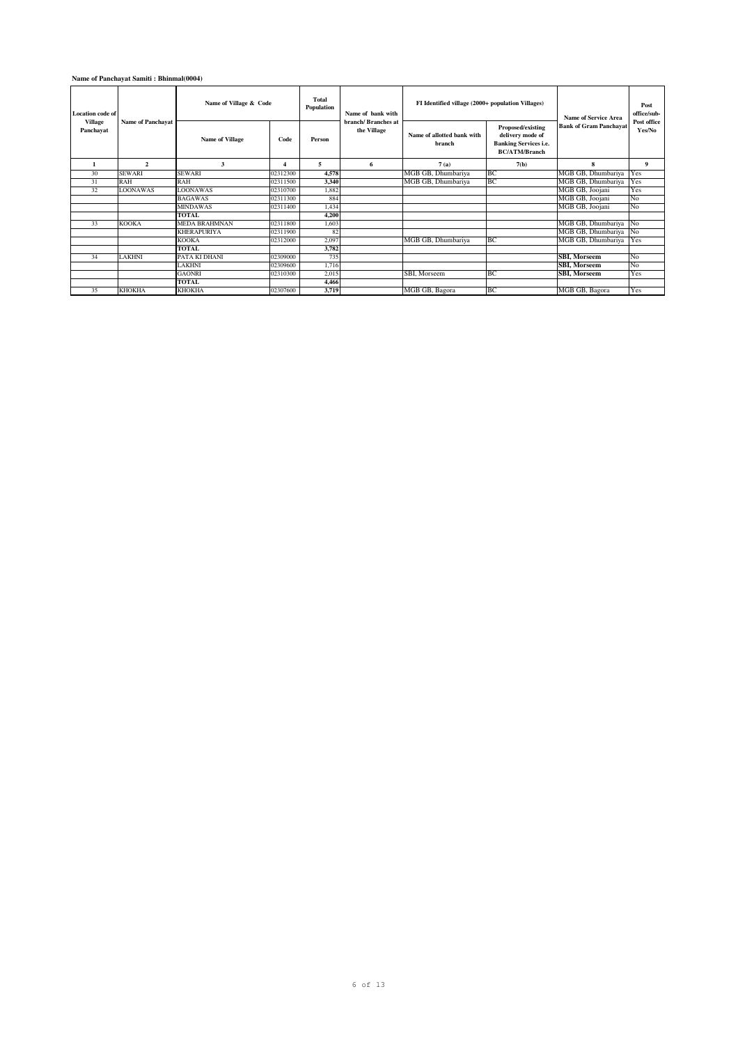**Name of Panchayat Samiti : Bhinmal(0004)**

| Location code of Village Panchayat | Name of Panchayat | Name of Village & Code | | Total Population | Name of bank with branch/ Branches at the Village | FI Identified village (2000+ population Villages) | | Name of Service Area Bank of Gram Panchayat | Post office/sub-Post office Yes/No |
|---|---|---|---|---|---|---|---|---|---|
| | | Name of Village | Code | Person | | Name of allotted bank with branch | Proposed/existing delivery mode of Banking Services i.e. BC/ATM/Branch | | |
| 1 | 2 | 3 | 4 | 5 | 6 | 7 (a) | 7(b) | 8 | 9 |
| 30 | SEWARI | SEWARI | 02312300 | 4,578 | | MGB GB, Dhumbariya | BC | MGB GB, Dhumbariya | Yes |
| 31 | RAH | RAH | 02311500 | 3,340 | | MGB GB, Dhumbariya | BC | MGB GB, Dhumbariya | Yes |
| 32 | LOONAWAS | LOONAWAS | 02310700 | 1,882 | | | | MGB GB, Joojani | Yes |
| | | BAGAWAS | 02311300 | 884 | | | | MGB GB, Joojani | No |
| | | MINDAWAS | 02311400 | 1,434 | | | | MGB GB, Joojani | No |
| | | **TOTAL** | | **4,200** | | | | | |
| 33 | KOOKA | MEDA BRAHMNAN | 02311800 | 1,603 | | | | MGB GB, Dhumbariya | No |
| | | KHERAPURIYA | 02311900 | 82 | | | | MGB GB, Dhumbariya | No |
| | | KOOKA | 02312000 | 2,097 | | MGB GB, Dhumbariya | BC | MGB GB, Dhumbariya | Yes |
| | | **TOTAL** | | **3,782** | | | | | |
| 34 | LAKHNI | PATA KI DHANI | 02309000 | 735 | | | | **SBI, Morseem** | No |
| | | LAKHNI | 02309600 | 1,716 | | | | **SBI, Morseem** | No |
| | | GAONRI | 02310300 | 2,015 | | SBI, Morseem | BC | **SBI, Morseem** | Yes |
| | | **TOTAL** | | **4,466** | | | | | |
| 35 | KHOKHA | KHOKHA | 02307600 | 3,719 | | MGB GB, Bagora | BC | MGB GB, Bagora | Yes |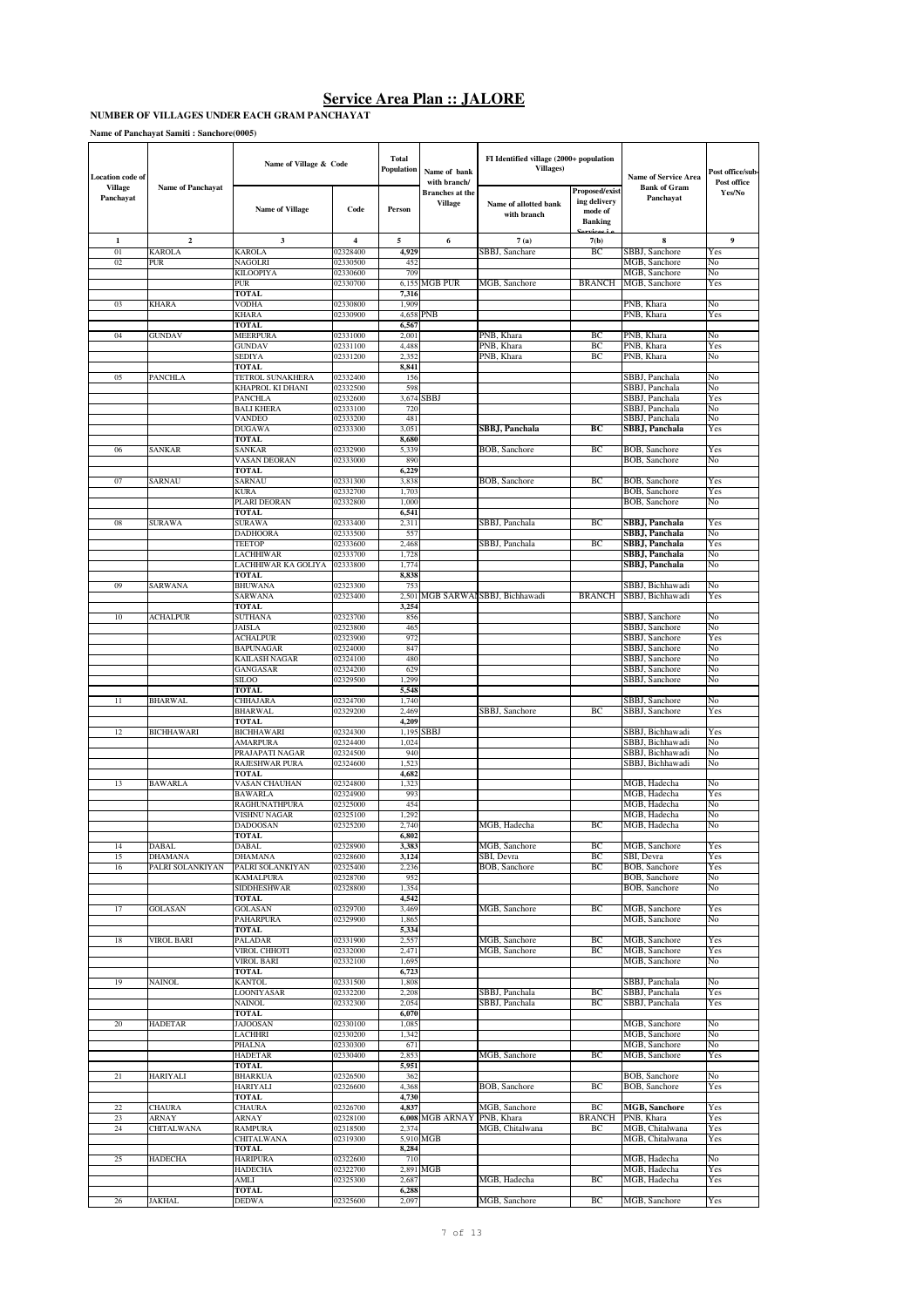# Service Area Plan :: JALORE

**NUMBER OF VILLAGES UNDER EACH GRAM PANCHAYAT**

**Name of Panchayat Samiti : Sanchore(0005)**

| Location code of Village Panchayat | Name of Panchayat | Name of Village & Code | | Total Population | Name of bank with branch/ Branches at the Village | FI Identified village (2000+ population Villages) | | Name of Service Area Bank of Gram Panchayat | Post office/sub-Post office Yes/No |
|---|---|---|---|---|---|---|---|---|---|
| | | Name of Village | Code | Person | | Name of allotted bank with branch | Proposed/existing delivery mode of Banking Services i.e. | | |
| 1 | 2 | 3 | 4 | 5 | 6 | 7 (a) | 7(b) | 8 | 9 |
| 01 | KAROLA | KAROLA | 02328400 | 4,929 | | SBBJ, Sanchare | BC | SBBJ, Sanchore | Yes |
| 02 | PUR | NAGOLRI | 02330500 | 452 | | | | MGB, Sanchore | No |
| | | KILOOPIYA | 02330600 | 709 | | | | MGB, Sanchore | No |
| | | PUR | 02330700 | 6,155 | MGB PUR | MGB, Sanchore | BRANCH | MGB, Sanchore | Yes |
| | | **TOTAL** | | **7,316** | | | | | |
| 03 | KHARA | VODHA | 02330800 | 1,909 | | | | PNB, Khara | No |
| | | KHARA | 02330900 | 4,658 | PNB | | | PNB, Khara | Yes |
| | | **TOTAL** | | **6,567** | | | | | |
| 04 | GUNDAV | MEERPURA | 02331000 | 2,001 | | PNB, Khara | BC | PNB, Khara | No |
| | | GUNDAV | 02331100 | 4,488 | | PNB, Khara | BC | PNB, Khara | Yes |
| | | SEDIYA | 02331200 | 2,352 | | PNB, Khara | BC | PNB, Khara | No |
| | | **TOTAL** | | **8,841** | | | | | |
| 05 | PANCHLA | TETROL SUNAKHERA | 02332400 | 156 | | | | SBBJ, Panchala | No |
| | | KHAPROL KI DHANI | 02332500 | 598 | | | | SBBJ, Panchala | No |
| | | PANCHLA | 02332600 | 3,674 | SBBJ | | | SBBJ, Panchala | Yes |
| | | BALI KHERA | 02333100 | 720 | | | | SBBJ, Panchala | No |
| | | VANDEO | 02333200 | 481 | | | | SBBJ, Panchala | No |
| | | DUGAWA | 02333300 | 3,051 | | **SBBJ, Panchala** | **BC** | **SBBJ, Panchala** | Yes |
| | | **TOTAL** | | **8,680** | | | | | |
| 06 | SANKAR | SANKAR | 02332900 | 5,339 | | BOB, Sanchore | BC | BOB, Sanchore | Yes |
| | | VASAN DEORAN | 02333000 | 890 | | | | BOB, Sanchore | No |
| | | **TOTAL** | | **6,229** | | | | | |
| 07 | SARNAU | SARNAU | 02331300 | 3,838 | | BOB, Sanchore | BC | BOB, Sanchore | Yes |
| | | KURA | 02332700 | 1,703 | | | | BOB, Sanchore | Yes |
| | | PLARI DEORAN | 02332800 | 1,000 | | | | BOB, Sanchore | No |
| | | **TOTAL** | | **6,541** | | | | | |
| 08 | SURAWA | SURAWA | 02333400 | 2,311 | | SBBJ, Panchala | BC | **SBBJ, Panchala** | Yes |
| | | DADHOORA | 02333500 | 557 | | | | **SBBJ, Panchala** | No |
| | | TEETOP | 02333600 | 2,468 | | SBBJ, Panchala | BC | **SBBJ, Panchala** | Yes |
| | | LACHHIWAR | 02333700 | 1,728 | | | | **SBBJ, Panchala** | No |
| | | LACHHIWAR KA GOLIYA | 02333800 | 1,774 | | | | **SBBJ, Panchala** | No |
| | | **TOTAL** | | **8,838** | | | | | |
| 09 | SARWANA | BHUWANA | 02323300 | 753 | | | | SBBJ, Bichhawadi | No |
| | | SARWANA | 02323400 | 2,501 | MGB SARWAN | SBBJ, Bichhawadi | BRANCH | SBBJ, Bichhawadi | Yes |
| | | **TOTAL** | | **3,254** | | | | | |
| 10 | ACHALPUR | SUTHANA | 02323700 | 856 | | | | SBBJ, Sanchore | No |
| | | JAISLA | 02323800 | 465 | | | | SBBJ, Sanchore | No |
| | | ACHALPUR | 02323900 | 972 | | | | SBBJ, Sanchore | Yes |
| | | BAPUNAGAR | 02324000 | 847 | | | | SBBJ, Sanchore | No |
| | | KAILASH NAGAR | 02324100 | 480 | | | | SBBJ, Sanchore | No |
| | | GANGASAR | 02324200 | 629 | | | | SBBJ, Sanchore | No |
| | | SILOO | 02329500 | 1,299 | | | | SBBJ, Sanchore | No |
| | | **TOTAL** | | **5,548** | | | | | |
| 11 | BHARWAL | CHHAJARA | 02324700 | 1,740 | | | | SBBJ, Sanchore | No |
| | | BHARWAL | 02329200 | 2,469 | | SBBJ, Sanchore | BC | SBBJ, Sanchore | Yes |
| | | **TOTAL** | | **4,209** | | | | | |
| 12 | BICHHAWARI | BICHHAWARI | 02324300 | 1,195 | SBBJ | | | SBBJ, Bichhawadi | Yes |
| | | AMARPURA | 02324400 | 1,024 | | | | SBBJ, Bichhawadi | No |
| | | PRAJAPATI NAGAR | 02324500 | 940 | | | | SBBJ, Bichhawadi | No |
| | | RAJESHWAR PURA | 02324600 | 1,523 | | | | SBBJ, Bichhawadi | No |
| | | **TOTAL** | | **4,682** | | | | | |
| 13 | BAWARLA | VASAN CHAUHAN | 02324800 | 1,323 | | | | MGB, Hadecha | No |
| | | BAWARLA | 02324900 | 993 | | | | MGB, Hadecha | Yes |
| | | RAGHUNATHPURA | 02325000 | 454 | | | | MGB, Hadecha | No |
| | | VISHNU NAGAR | 02325100 | 1,292 | | | | MGB, Hadecha | No |
| | | DADOOSAN | 02325200 | 2,740 | | MGB, Hadecha | BC | MGB, Hadecha | No |
| | | **TOTAL** | | **6,802** | | | | | |
| 14 | DABAL | DABAL | 02328900 | **3,383** | | MGB, Sanchore | BC | MGB, Sanchore | Yes |
| 15 | DHAMANA | DHAMANA | 02328600 | **3,124** | | SBI, Devra | BC | SBI, Devra | Yes |
| 16 | PALRI SOLANKIYAN | PALRI SOLANKIYAN | 02325400 | 2,236 | | BOB, Sanchore | BC | BOB, Sanchore | Yes |
| | | KAMALPURA | 02328700 | 952 | | | | BOB, Sanchore | No |
| | | SIDDHESHWAR | 02328800 | 1,354 | | | | BOB, Sanchore | No |
| | | **TOTAL** | | **4,542** | | | | | |
| 17 | GOLASAN | GOLASAN | 02329700 | 3,469 | | MGB, Sanchore | BC | MGB, Sanchore | Yes |
| | | PAHARPURA | 02329900 | 1,865 | | | | MGB, Sanchore | No |
| | | **TOTAL** | | **5,334** | | | | | |
| 18 | VIROL BARI | PALADAR | 02331900 | 2,557 | | MGB, Sanchore | BC | MGB, Sanchore | Yes |
| | | VIROL CHHOTI | 02332000 | 2,471 | | MGB, Sanchore | BC | MGB, Sanchore | Yes |
| | | VIROL BARI | 02332100 | 1,695 | | | | MGB, Sanchore | No |
| | | **TOTAL** | | **6,723** | | | | | |
| 19 | NAINOL | KANTOL | 02331500 | 1,808 | | | | SBBJ, Panchala | No |
| | | LOONIYASAR | 02332200 | 2,208 | | SBBJ, Panchala | BC | SBBJ, Panchala | Yes |
| | | NAINOL | 02332300 | 2,054 | | SBBJ, Panchala | BC | SBBJ, Panchala | Yes |
| | | **TOTAL** | | **6,070** | | | | | |
| 20 | HADETAR | JAJOOSAN | 02330100 | 1,085 | | | | MGB, Sanchore | No |
| | | LACHHRI | 02330200 | 1,342 | | | | MGB, Sanchore | No |
| | | PHALNA | 02330300 | 671 | | | | MGB, Sanchore | No |
| | | HADETAR | 02330400 | 2,853 | | MGB, Sanchore | BC | MGB, Sanchore | Yes |
| | | **TOTAL** | | **5,951** | | | | | |
| 21 | HARIYALI | BHARKUA | 02326500 | 362 | | | | BOB, Sanchore | No |
| | | HARIYALI | 02326600 | 4,368 | | BOB, Sanchore | BC | BOB, Sanchore | Yes |
| | | **TOTAL** | | **4,730** | | | | | |
| 22 | CHAURA | CHAURA | 02326700 | **4,837** | | MGB, Sanchore | BC | **MGB, Sanchore** | Yes |
| 23 | ARNAY | ARNAY | 02328100 | **6,008** | MGB ARNAY | PNB, Khara | BRANCH | PNB, Khara | Yes |
| 24 | CHITALWANA | RAMPURA | 02318500 | 2,374 | | MGB, Chitalwana | BC | MGB, Chitalwana | Yes |
| | | CHITALWANA | 02319300 | 5,910 | MGB | | | MGB, Chitalwana | Yes |
| | | **TOTAL** | | **8,284** | | | | | |
| 25 | HADECHA | HARIPURA | 02322600 | 710 | | | | MGB, Hadecha | No |
| | | HADECHA | 02322700 | 2,891 | MGB | | | MGB, Hadecha | Yes |
| | | AMLI | 02325300 | 2,687 | | MGB, Hadecha | BC | MGB, Hadecha | Yes |
| | | **TOTAL** | | **6,288** | | | | | |
| 26 | JAKHAL | DEDWA | 02325600 | 2,097 | | MGB, Sanchore | BC | MGB, Sanchore | Yes |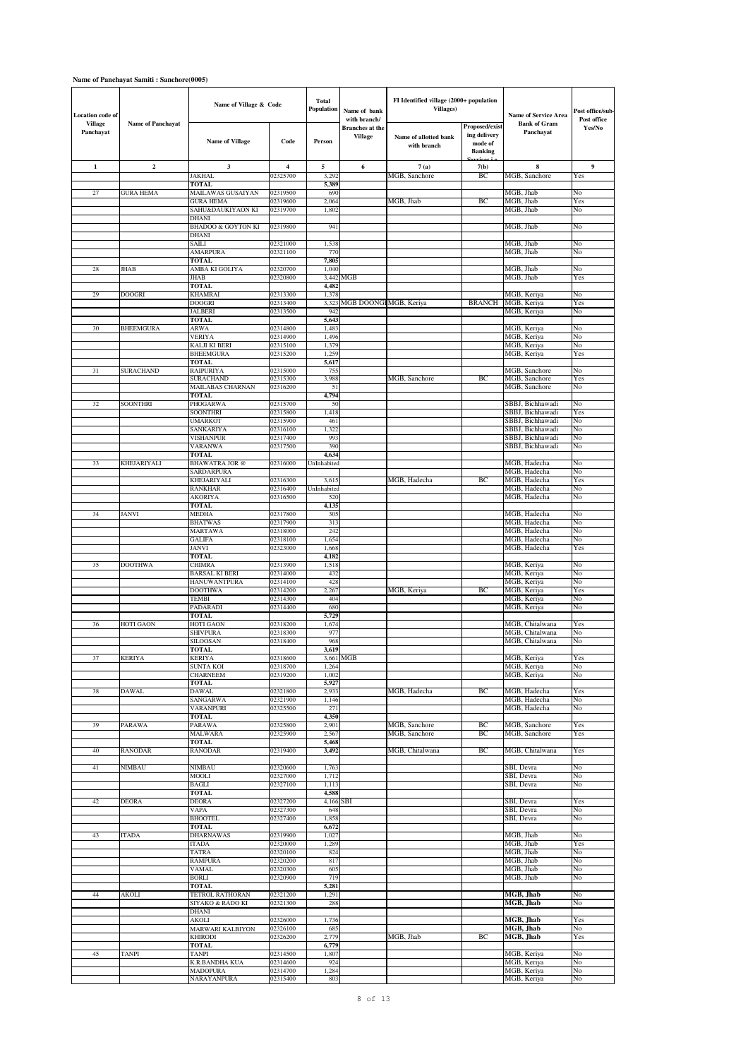**Name of Panchayat Samiti : Sanchore(0005)**

| Location code of Village Panchayat | Name of Panchayat | Name of Village & Code | | Total Population | Name of bank with branch/ Branches at the Village | FI Identified village (2000+ population Villages) | | Name of Service Area Bank of Gram Panchayat | Post office/sub-Post office Yes/No |
|---|---|---|---|---|---|---|---|---|---|
| | | Name of Village | Code | Person | | Name of allotted bank with branch | Proposed/existing delivery mode of Banking Services i.e. | | |
| 1 | 2 | 3 | 4 | 5 | 6 | 7 (a) | 7(b) | 8 | 9 |
| | | JAKHAL | 02325700 | 3,292 | | MGB, Sanchore | BC | MGB, Sanchore | Yes |
| | | TOTAL | | 5,389 | | | | | |
| 27 | GURA HEMA | MAILAWAS GUSAIYAN | 02319500 | 690 | | | | MGB, Jhab | No |
| | | GURA HEMA | 02319600 | 2,064 | | MGB, Jhab | BC | MGB, Jhab | Yes |
| | | SAHU&DAUKIYAON KI DHANI | 02319700 | 1,802 | | | | MGB, Jhab | No |
| | | BHADOO & GOYTON KI DHANI | 02319800 | 941 | | | | MGB, Jhab | No |
| | | SAILI | 02321000 | 1,538 | | | | MGB, Jhab | No |
| | | AMARPURA | 02321100 | 770 | | | | MGB, Jhab | No |
| | | TOTAL | | 7,805 | | | | | |
| 28 | JHAB | AMBA KI GOLIYA | 02320700 | 1,040 | | | | MGB, Jhab | No |
| | | JHAB | 02320800 | 3,442 | MGB | | | MGB, Jhab | Yes |
| | | TOTAL | | 4,482 | | | | | |
| 29 | DOOGRI | KHAMRAI | 02313300 | 1,378 | | | | MGB, Keriya | No |
| | | DOOGRI | 02313400 | 3,323 | MGB DOONGI | MGB, Keriya | BRANCH | MGB, Keriya | Yes |
| | | JALBERI | 02313500 | 942 | | | | MGB, Keriya | No |
| | | TOTAL | | 5,643 | | | | | |
| 30 | BHEEMGURA | ARWA | 02314800 | 1,483 | | | | MGB, Keriya | No |
| | | VERIYA | 02314900 | 1,496 | | | | MGB, Keriya | No |
| | | KALJI KI BERI | 02315100 | 1,379 | | | | MGB, Keriya | No |
| | | BHEEMGURA | 02315200 | 1,259 | | | | MGB, Keriya | Yes |
| | | TOTAL | | 5,617 | | | | | |
| 31 | SURACHAND | RAIPURIYA | 02315000 | 755 | | | | MGB, Sanchore | No |
| | | SURACHAND | 02315300 | 3,988 | | MGB, Sanchore | BC | MGB, Sanchore | Yes |
| | | MAILABAS CHARNAN | 02316200 | 51 | | | | MGB, Sanchore | No |
| | | TOTAL | | 4,794 | | | | | |
| 32 | SOONTHRI | PHOGARWA | 02315700 | 50 | | | | SBBJ, Bichhawadi | No |
| | | SOONTHRI | 02315800 | 1,418 | | | | SBBJ, Bichhawadi | Yes |
| | | UMARKOT | 02315900 | 461 | | | | SBBJ, Bichhawadi | No |
| | | SANKARIYA | 02316100 | 1,322 | | | | SBBJ, Bichhawadi | No |
| | | VISHANPUR | 02317400 | 993 | | | | SBBJ, Bichhawadi | No |
| | | VARANWA | 02317500 | 390 | | | | SBBJ, Bichhawadi | No |
| | | TOTAL | | 4,634 | | | | | |
| 33 | KHEJARIYALI | BHAWATRA JOR @ SARDARPURA | 02316000 | UnInhabited | | | | MGB, Hadecha | No |
| | | | | | | | | MGB, Hadecha | No |
| | | KHEJARIYALI | 02316300 | 3,615 | | MGB, Hadecha | BC | MGB, Hadecha | Yes |
| | | RANKHAR | 02316400 | UnInhabited | | | | MGB, Hadecha | No |
| | | AKORIYA | 02316500 | 520 | | | | MGB, Hadecha | No |
| | | TOTAL | | 4,135 | | | | | |
| 34 | JANVI | MEDHA | 02317800 | 305 | | | | MGB, Hadecha | No |
| | | BHATWAS | 02317900 | 313 | | | | MGB, Hadecha | No |
| | | MARTAWA | 02318000 | 242 | | | | MGB, Hadecha | No |
| | | GALIFA | 02318100 | 1,654 | | | | MGB, Hadecha | No |
| | | JANVI | 02323000 | 1,668 | | | | MGB, Hadecha | Yes |
| | | TOTAL | | 4,182 | | | | | |
| 35 | DOOTHWA | CHIMRA | 02313900 | 1,518 | | | | MGB, Keriya | No |
| | | BARSAL KI BERI | 02314000 | 432 | | | | MGB, Keriya | No |
| | | HANUWANTPURA | 02314100 | 428 | | | | MGB, Keriya | No |
| | | DOOTHWA | 02314200 | 2,267 | | MGB, Keriya | BC | MGB, Keriya | Yes |
| | | TEMBI | 02314300 | 404 | | | | MGB, Keriya | No |
| | | PADARADI | 02314400 | 680 | | | | MGB, Keriya | No |
| | | TOTAL | | 5,729 | | | | | |
| 36 | HOTI GAON | HOTI GAON | 02318200 | 1,674 | | | | MGB, Chitalwana | Yes |
| | | SHIVPURA | 02318300 | 977 | | | | MGB, Chitalwana | No |
| | | SILOOSAN | 02318400 | 968 | | | | MGB, Chitalwana | No |
| | | TOTAL | | 3,619 | | | | | |
| 37 | KERIYA | KERIYA | 02318600 | 3,661 | MGB | | | MGB, Keriya | Yes |
| | | SUNTA KOI | 02318700 | 1,264 | | | | MGB, Keriya | No |
| | | CHARNEEM | 02319200 | 1,002 | | | | MGB, Keriya | No |
| | | TOTAL | | 5,927 | | | | | |
| 38 | DAWAL | DAWAL | 02321800 | 2,933 | | MGB, Hadecha | BC | MGB, Hadecha | Yes |
| | | SANGARWA | 02321900 | 1,146 | | | | MGB, Hadecha | No |
| | | VARANPURI | 02325500 | 271 | | | | MGB, Hadecha | No |
| | | TOTAL | | 4,350 | | | | | |
| 39 | PARAWA | PARAWA | 02325800 | 2,901 | | MGB, Sanchore | BC | MGB, Sanchore | Yes |
| | | MALWARA | 02325900 | 2,567 | | MGB, Sanchore | BC | MGB, Sanchore | Yes |
| | | TOTAL | | 5,468 | | | | | |
| 40 | RANODAR | RANODAR | 02319400 | 3,492 | | MGB, Chitalwana | BC | MGB, Chitalwana | Yes |
| 41 | NIMBAU | NIMBAU | 02320600 | 1,763 | | | | SBI, Devra | No |
| | | MOOLI | 02327000 | 1,712 | | | | SBI, Devra | No |
| | | BAGLI | 02327100 | 1,113 | | | | SBI, Devra | No |
| | | TOTAL | | 4,588 | | | | | |
| 42 | DEORA | DEORA | 02327200 | 4,166 | SBI | | | SBI, Devra | Yes |
| | | VAPA | 02327300 | 648 | | | | SBI, Devra | No |
| | | BHOOTEL | 02327400 | 1,858 | | | | SBI, Devra | No |
| | | TOTAL | | 6,672 | | | | | |
| 43 | ITADA | DHARNAWAS | 02319900 | 1,027 | | | | MGB, Jhab | No |
| | | ITADA | 02320000 | 1,289 | | | | MGB, Jhab | Yes |
| | | TATRA | 02320100 | 824 | | | | MGB, Jhab | No |
| | | RAMPURA | 02320200 | 817 | | | | MGB, Jhab | No |
| | | VAMAL | 02320300 | 605 | | | | MGB, Jhab | No |
| | | BORLI | 02320900 | 719 | | | | MGB, Jhab | No |
| | | TOTAL | | 5,281 | | | | | |
| 44 | AKOLI | TETROL RATHORAN | 02321200 | 1,291 | | | | **MGB, Jhab** | No |
| | | SIYAKO & RADO KI DHANI | 02321300 | 288 | | | | **MGB, Jhab** | No |
| | | AKOLI | 02326000 | 1,736 | | | | **MGB, Jhab** | Yes |
| | | MARWARI KALBIYON | 02326100 | 685 | | | | **MGB, Jhab** | No |
| | | KHIRODI | 02326200 | 2,779 | | MGB, Jhab | BC | **MGB, Jhab** | Yes |
| | | TOTAL | | 6,779 | | | | | |
| 45 | TANPI | TANPI | 02314500 | 1,807 | | | | MGB, Keriya | No |
| | | K.R.BANDHA KUA | 02314600 | 924 | | | | MGB, Keriya | No |
| | | MADOPURA | 02314700 | 1,284 | | | | MGB, Keriya | No |
| | | NARAYANPURA | 02315400 | 803 | | | | MGB, Keriya | No |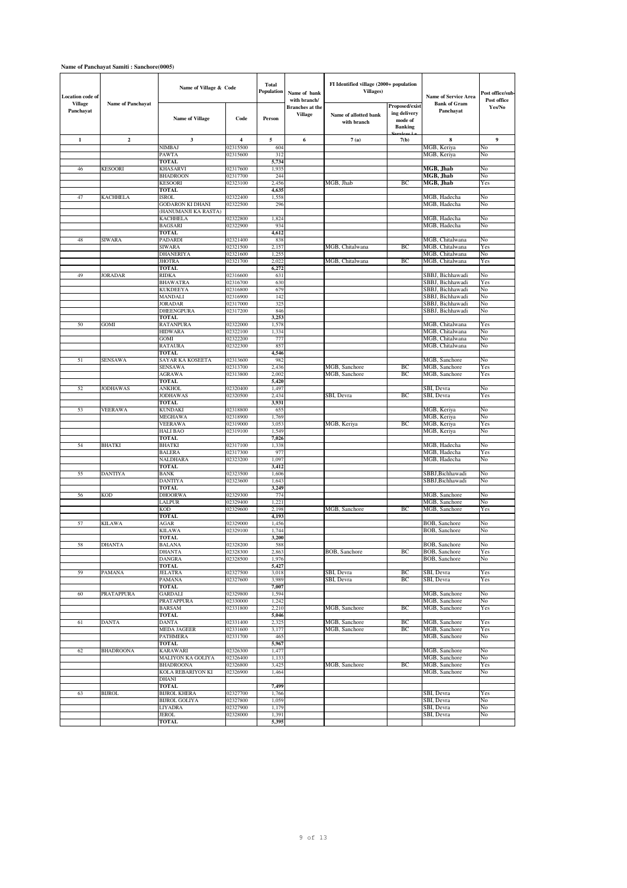**Name of Panchayat Samiti : Sanchore(0005)**

| Location code of Village Panchayat | Name of Panchayat | Name of Village & Code | | Total Population | Name of bank with branch/ Branches at the Village | FI Identified village (2000+ population Villages) | | Name of Service Area Bank of Gram Panchayat | Post office/sub-Post office Yes/No |
|---|---|---|---|---|---|---|---|---|---|
| | | Name of Village | Code | Person | | Name of allotted bank with branch | Proposed/existing delivery mode of Banking Services i.e. | | |
| 1 | 2 | 3 | 4 | 5 | 6 | 7 (a) | 7(b) | 8 | 9 |
| | | NIMBAJ | 02315500 | 604 | | | | MGB, Keriya | No |
| | | PAWTA | 02315600 | 312 | | | | MGB, Keriya | No |
| | | **TOTAL** | | **5,734** | | | | | |
| 46 | KESOORI | KHASARVI | 02317600 | 1,935 | | | | **MGB, Jhab** | No |
| | | BHADROON | 02317700 | 244 | | | | **MGB, Jhab** | No |
| | | KESOORI | 02323100 | 2,456 | | MGB, Jhab | BC | **MGB, Jhab** | Yes |
| | | **TOTAL** | | **4,635** | | | | | |
| 47 | KACHHELA | ISROL | 02322400 | 1,558 | | | | MGB, Hadecha | No |
| | | GODARON KI DHANI (HANUMANJI KA RASTA) | 02322500 | 296 | | | | MGB, Hadecha | No |
| | | KACHHELA | 02322800 | 1,824 | | | | MGB, Hadecha | No |
| | | BAGSARI | 02322900 | 934 | | | | MGB, Hadecha | No |
| | | **TOTAL** | | **4,612** | | | | | |
| 48 | SIWARA | PADARDI | 02321400 | 838 | | | | MGB, Chitalwana | No |
| | | SIWARA | 02321500 | 2,157 | | MGB, Chitalwana | BC | MGB, Chitalwana | Yes |
| | | DHANERIYA | 02321600 | 1,255 | | | | MGB, Chitalwana | No |
| | | JHOTRA | 02321700 | 2,022 | | MGB, Chitalwana | BC | MGB, Chitalwana | Yes |
| | | **TOTAL** | | **6,272** | | | | | |
| 49 | JORADAR | RIDKA | 02316600 | 631 | | | | SBBJ, Bichhawadi | No |
| | | BHAWATRA | 02316700 | 630 | | | | SBBJ, Bichhawadi | Yes |
| | | KUKDEEYA | 02316800 | 679 | | | | SBBJ, Bichhawadi | No |
| | | MANDALI | 02316900 | 142 | | | | SBBJ, Bichhawadi | No |
| | | JORADAR | 02317000 | 325 | | | | SBBJ, Bichhawadi | No |
| | | DHEENGPURA | 02317200 | 846 | | | | SBBJ, Bichhawadi | No |
| | | **TOTAL** | | **3,253** | | | | | |
| 50 | GOMI | RATANPURA | 02322000 | 1,578 | | | | MGB, Chitalwana | Yes |
| | | HIDWARA | 02322100 | 1,334 | | | | MGB, Chitalwana | No |
| | | GOMI | 02322200 | 777 | | | | MGB, Chitalwana | No |
| | | RATAURA | 02322300 | 857 | | | | MGB, Chitalwana | No |
| | | **TOTAL** | | **4,546** | | | | | |
| 51 | SENSAWA | SAYAR KA KOSEETA | 02313600 | 982 | | | | MGB, Sanchore | No |
| | | SENSAWA | 02313700 | 2,436 | | MGB, Sanchore | BC | MGB, Sanchore | Yes |
| | | AGRAWA | 02313800 | 2,002 | | MGB, Sanchore | BC | MGB, Sanchore | Yes |
| | | **TOTAL** | | **5,420** | | | | | |
| 52 | JODHAWAS | ANKHOL | 02320400 | 1,497 | | | | SBI, Devra | No |
| | | JODHAWAS | 02320500 | 2,434 | | SBI, Devra | BC | SBI, Devra | Yes |
| | | **TOTAL** | | **3,931** | | | | | |
| 53 | VEERAWA | KUNDAKI | 02318800 | 655 | | | | MGB, Keriya | No |
| | | MEGHAWA | 02318900 | 1,769 | | | | MGB, Keriya | No |
| | | VEERAWA | 02319000 | 3,053 | | MGB, Keriya | BC | MGB, Keriya | Yes |
| | | HALI BAO | 02319100 | 1,549 | | | | MGB, Keriya | No |
| | | **TOTAL** | | **7,026** | | | | | |
| 54 | BHATKI | BHATKI | 02317100 | 1,338 | | | | MGB, Hadecha | No |
| | | BALERA | 02317300 | 977 | | | | MGB, Hadecha | Yes |
| | | NALDHARA | 02323200 | 1,097 | | | | MGB, Hadecha | No |
| | | **TOTAL** | | **3,412** | | | | | |
| 55 | DANTIYA | BANK | 02323500 | 1,606 | | | | SBBJ,Bichhawadi | No |
| | | DANTIYA | 02323600 | 1,643 | | | | SBBJ,Bichhawadi | No |
| | | **TOTAL** | | **3,249** | | | | | |
| 56 | KOD | DHOORWA | 02329300 | 774 | | | | MGB, Sanchore | No |
| | | LALPUR | 02329400 | 1,221 | | | | MGB, Sanchore | No |
| | | KOD | 02329600 | 2,198 | | MGB, Sanchore | BC | MGB, Sanchore | Yes |
| | | **TOTAL** | | **4,193** | | | | | |
| 57 | KILAWA | AGAR | 02329000 | 1,456 | | | | BOB, Sanchore | No |
| | | KILAWA | 02329100 | 1,744 | | | | BOB, Sanchore | No |
| | | **TOTAL** | | **3,200** | | | | | |
| 58 | DHANTA | BALANA | 02328200 | 588 | | | | BOB, Sanchore | No |
| | | DHANTA | 02328300 | 2,863 | | BOB, Sanchore | BC | BOB, Sanchore | Yes |
| | | DANGRA | 02328500 | 1,976 | | | | BOB, Sanchore | No |
| | | **TOTAL** | | **5,427** | | | | | |
| 59 | PAMANA | JELATRA | 02327500 | 3,018 | | SBI, Devra | BC | SBI, Devra | Yes |
| | | PAMANA | 02327600 | 3,989 | | SBI, Devra | BC | SBI, Devra | Yes |
| | | **TOTAL** | | **7,007** | | | | | |
| 60 | PRATAPPURA | GARDALI | 02329800 | 1,594 | | | | MGB, Sanchore | No |
| | | PRATAPPURA | 02330000 | 1,242 | | | | MGB, Sanchore | No |
| | | BARSAM | 02331800 | 2,210 | | MGB, Sanchore | BC | MGB, Sanchore | Yes |
| | | **TOTAL** | | **5,046** | | | | | |
| 61 | DANTA | DANTA | 02331400 | 2,325 | | MGB, Sanchore | BC | MGB, Sanchore | Yes |
| | | MEDA JAGEER | 02331600 | 3,177 | | MGB, Sanchore | BC | MGB, Sanchore | Yes |
| | | PATHMERA | 02331700 | 465 | | | | MGB, Sanchore | No |
| | | **TOTAL** | | **5,967** | | | | | |
| 62 | BHADROONA | KARAWARI | 02326300 | 1,477 | | | | MGB, Sanchore | No |
| | | MALIYON KA GOLIYA | 02326400 | 1,133 | | | | MGB, Sanchore | No |
| | | BHADROONA | 02326800 | 3,425 | | MGB, Sanchore | BC | MGB, Sanchore | Yes |
| | | KOLA REBARIYON KI DHANI | 02326900 | 1,464 | | | | MGB, Sanchore | No |
| | | **TOTAL** | | **7,499** | | | | | |
| 63 | BIJROL | BIJROL KHERA | 02327700 | 1,766 | | | | SBI, Devra | Yes |
| | | BIJROL GOLIYA | 02327800 | 1,059 | | | | SBI, Devra | No |
| | | LIYADRA | 02327900 | 1,179 | | | | SBI, Devra | No |
| | | JEROL | 02328000 | 1,391 | | | | SBI, Devra | No |
| | | **TOTAL** | | **5,395** | | | | | |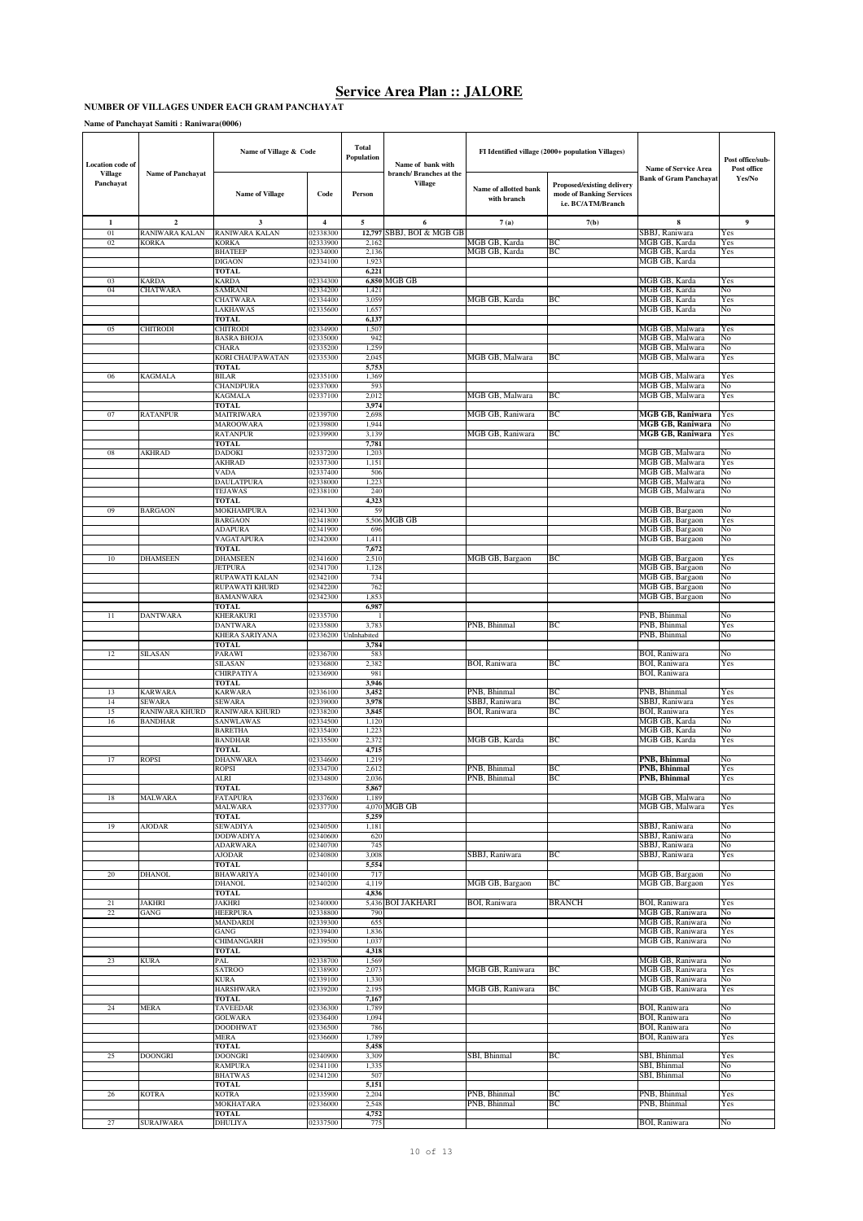# Service Area Plan :: JALORE

**NUMBER OF VILLAGES UNDER EACH GRAM PANCHAYAT**

**Name of Panchayat Samiti : Raniwara(0006)**

| Location code of Village Panchayat | Name of Panchayat | Name of Village & Code | | Total Population | Name of bank with branch/ Branches at the Village | FI Identified village (2000+ population Villages) | | Name of Service Area Bank of Gram Panchayat | Post office/sub-Post office Yes/No |
|---|---|---|---|---|---|---|---|---|---|
| | | Name of Village | Code | Person | | Name of allotted bank with branch | Proposed/existing delivery mode of Banking Services i.e. BC/ATM/Branch | | |
| 1 | 2 | 3 | 4 | 5 | 6 | 7(a) | 7(b) | 8 | 9 |
| 01 | RANIWARA KALAN | RANIWARA KALAN | 02338300 | **12,797** | SBBJ, BOI & MGB GB | | | SBBJ, Raniwara | Yes |
| 02 | KORKA | KORKA | 02333900 | 2,162 | | MGB GB, Karda | BC | MGB GB, Karda | Yes |
| | | BHATEEP | 02334000 | 2,136 | | MGB GB, Karda | BC | MGB GB, Karda | Yes |
| | | DIGAON | 02334100 | 1,923 | | | | MGB GB, Karda | |
| | | **TOTAL** | | **6,221** | | | | | |
| 03 | KARDA | KARDA | 02334300 | **6,850** | MGB GB | | | MGB GB, Karda | Yes |
| 04 | CHATWARA | SAMRANI | 02334200 | 1,421 | | | | MGB GB, Karda | No |
| | | CHATWARA | 02334400 | 3,059 | | MGB GB, Karda | BC | MGB GB, Karda | Yes |
| | | LAKHAWAS | 02335600 | 1,657 | | | | MGB GB, Karda | No |
| | | **TOTAL** | | **6,137** | | | | | |
| 05 | CHITRODI | CHITRODI | 02334900 | 1,507 | | | | MGB GB, Malwara | Yes |
| | | BASRA BHOJA | 02335000 | 942 | | | | MGB GB, Malwara | No |
| | | CHARA | 02335200 | 1,259 | | | | MGB GB, Malwara | No |
| | | KORI CHAUPAWATAN | 02335300 | 2,045 | | MGB GB, Malwara | BC | MGB GB, Malwara | Yes |
| | | **TOTAL** | | **5,753** | | | | | |
| 06 | KAGMALA | BILAR | 02335100 | 1,369 | | | | MGB GB, Malwara | Yes |
| | | CHANDPURA | 02337000 | 593 | | | | MGB GB, Malwara | No |
| | | KAGMALA | 02337100 | 2,012 | | MGB GB, Malwara | BC | MGB GB, Malwara | Yes |
| | | **TOTAL** | | **3,974** | | | | | |
| 07 | RATANPUR | MAITRIWARA | 02339700 | 2,698 | | MGB GB, Raniwara | BC | **MGB GB, Raniwara** | Yes |
| | | MAROOWARA | 02339800 | 1,944 | | | | **MGB GB, Raniwara** | No |
| | | RATANPUR | 02339900 | 3,139 | | MGB GB, Raniwara | BC | **MGB GB, Raniwara** | Yes |
| | | **TOTAL** | | **7,781** | | | | | |
| 08 | AKHRAD | DADOKI | 02337200 | 1,203 | | | | MGB GB, Malwara | No |
| | | AKHRAD | 02337300 | 1,151 | | | | MGB GB, Malwara | Yes |
| | | VADA | 02337400 | 506 | | | | MGB GB, Malwara | No |
| | | DAULATPURA | 02338000 | 1,223 | | | | MGB GB, Malwara | No |
| | | TEJAWAS | 02338100 | 240 | | | | MGB GB, Malwara | No |
| | | **TOTAL** | | **4,323** | | | | | |
| 09 | BARGAON | MOKHAMPURA | 02341300 | 59 | | | | MGB GB, Bargaon | No |
| | | BARGAON | 02341800 | 5,506 | MGB GB | | | MGB GB, Bargaon | Yes |
| | | ADAPURA | 02341900 | 696 | | | | MGB GB, Bargaon | No |
| | | VAGATAPURA | 02342000 | 1,411 | | | | MGB GB, Bargaon | No |
| | | **TOTAL** | | **7,672** | | | | | |
| 10 | DHAMSEEN | DHAMSEEN | 02341600 | 2,510 | | MGB GB, Bargaon | BC | MGB GB, Bargaon | Yes |
| | | JETPURA | 02341700 | 1,128 | | | | MGB GB, Bargaon | No |
| | | RUPAWATI KALAN | 02342100 | 734 | | | | MGB GB, Bargaon | No |
| | | RUPAWATI KHURD | 02342200 | 762 | | | | MGB GB, Bargaon | No |
| | | BAMANWARA | 02342300 | 1,853 | | | | MGB GB, Bargaon | No |
| | | **TOTAL** | | **6,987** | | | | | |
| 11 | DANTWARA | KHERAKURI | 02335700 | 1 | | | | PNB, Bhinmal | No |
| | | DANTWARA | 02335800 | 3,783 | | PNB, Bhinmal | BC | PNB, Bhinmal | Yes |
| | | KHERA SARIYANA | 02336200 | UnInhabited | | | | PNB, Bhinmal | No |
| | | **TOTAL** | | **3,784** | | | | | |
| 12 | SILASAN | PARAWI | 02336700 | 583 | | | | BOI, Raniwara | No |
| | | SILASAN | 02336800 | 2,382 | | BOI, Raniwara | BC | BOI, Raniwara | Yes |
| | | CHIRPATIYA | 02336900 | 981 | | | | BOI, Raniwara | |
| | | **TOTAL** | | **3,946** | | | | | |
| 13 | KARWARA | KARWARA | 02336100 | **3,452** | | PNB, Bhinmal | BC | PNB, Bhinmal | Yes |
| 14 | SEWARA | SEWARA | 02339000 | **3,978** | | SBBJ, Raniwara | BC | SBBJ, Raniwara | Yes |
| 15 | RANIWARA KHURD | RANIWARA KHURD | 02338200 | **3,845** | | BOI, Raniwara | BC | BOI, Raniwara | Yes |
| 16 | BANDHAR | SANWLAWAS | 02334500 | 1,120 | | | | MGB GB, Karda | No |
| | | BARETHA | 02335400 | 1,223 | | | | MGB GB, Karda | No |
| | | BANDHAR | 02335500 | 2,372 | | MGB GB, Karda | BC | MGB GB, Karda | Yes |
| | | **TOTAL** | | **4,715** | | | | | |
| 17 | ROPSI | DHANWARA | 02334600 | 1,219 | | | | **PNB, Bhinmal** | No |
| | | ROPSI | 02334700 | 2,612 | | PNB, Bhinmal | BC | **PNB, Bhinmal** | Yes |
| | | ALRI | 02334800 | 2,036 | | PNB, Bhinmal | BC | **PNB, Bhinmal** | Yes |
| | | **TOTAL** | | **5,867** | | | | | |
| 18 | MALWARA | FATAPURA | 02337600 | 1,189 | | | | MGB GB, Malwara | No |
| | | MALWARA | 02337700 | 4,070 | MGB GB | | | MGB GB, Malwara | Yes |
| | | **TOTAL** | | **5,259** | | | | | |
| 19 | AJODAR | SEWADIYA | 02340500 | 1,181 | | | | SBBJ, Raniwara | No |
| | | DODWADIYA | 02340600 | 620 | | | | SBBJ, Raniwara | No |
| | | ADARWARA | 02340700 | 745 | | | | SBBJ, Raniwara | No |
| | | AJODAR | 02340800 | 3,008 | | SBBJ, Raniwara | BC | SBBJ, Raniwara | Yes |
| | | **TOTAL** | | **5,554** | | | | | |
| 20 | DHANOL | BHAWARIYA | 02340100 | 717 | | | | MGB GB, Bargaon | No |
| | | DHANOL | 02340200 | 4,119 | | MGB GB, Bargaon | BC | MGB GB, Bargaon | Yes |
| | | **TOTAL** | | **4,836** | | | | | |
| 21 | JAKHRI | JAKHRI | 02340000 | 5,436 | BOI JAKHARI | BOI, Raniwara | BRANCH | BOI, Raniwara | Yes |
| 22 | GANG | HEERPURA | 02338800 | 790 | | | | MGB GB, Raniwara | No |
| | | MANDARDI | 02339300 | 655 | | | | MGB GB, Raniwara | No |
| | | GANG | 02339400 | 1,836 | | | | MGB GB, Raniwara | Yes |
| | | CHIMANGARH | 02339500 | 1,037 | | | | MGB GB, Raniwara | No |
| | | **TOTAL** | | **4,318** | | | | | |
| 23 | KURA | PAL | 02338700 | 1,569 | | | | MGB GB, Raniwara | No |
| | | SATROO | 02338900 | 2,073 | | MGB GB, Raniwara | BC | MGB GB, Raniwara | Yes |
| | | KURA | 02339100 | 1,330 | | | | MGB GB, Raniwara | No |
| | | HARSHWARA | 02339200 | 2,195 | | MGB GB, Raniwara | BC | MGB GB, Raniwara | Yes |
| | | **TOTAL** | | **7,167** | | | | | |
| 24 | MERA | TAVEEDAR | 02336300 | 1,789 | | | | BOI, Raniwara | No |
| | | GOLWARA | 02336400 | 1,094 | | | | BOI, Raniwara | No |
| | | DOODHWAT | 02336500 | 786 | | | | BOI, Raniwara | No |
| | | MERA | 02336600 | 1,789 | | | | BOI, Raniwara | Yes |
| | | **TOTAL** | | **5,458** | | | | | |
| 25 | DOONGRI | DOONGRI | 02340900 | 3,309 | | SBI, Bhinmal | BC | SBI, Bhinmal | Yes |
| | | RAMPURA | 02341100 | 1,335 | | | | SBI, Bhinmal | No |
| | | BHATWAS | 02341200 | 507 | | | | SBI, Bhinmal | No |
| | | **TOTAL** | | **5,151** | | | | | |
| 26 | KOTRA | KOTRA | 02335900 | 2,204 | | PNB, Bhinmal | BC | PNB, Bhinmal | Yes |
| | | MOKHATARA | 02336000 | 2,548 | | PNB, Bhinmal | BC | PNB, Bhinmal | Yes |
| | | **TOTAL** | | **4,752** | | | | | |
| 27 | SURAJWARA | DHULIYA | 02337500 | 775 | | | | BOI, Raniwara | No |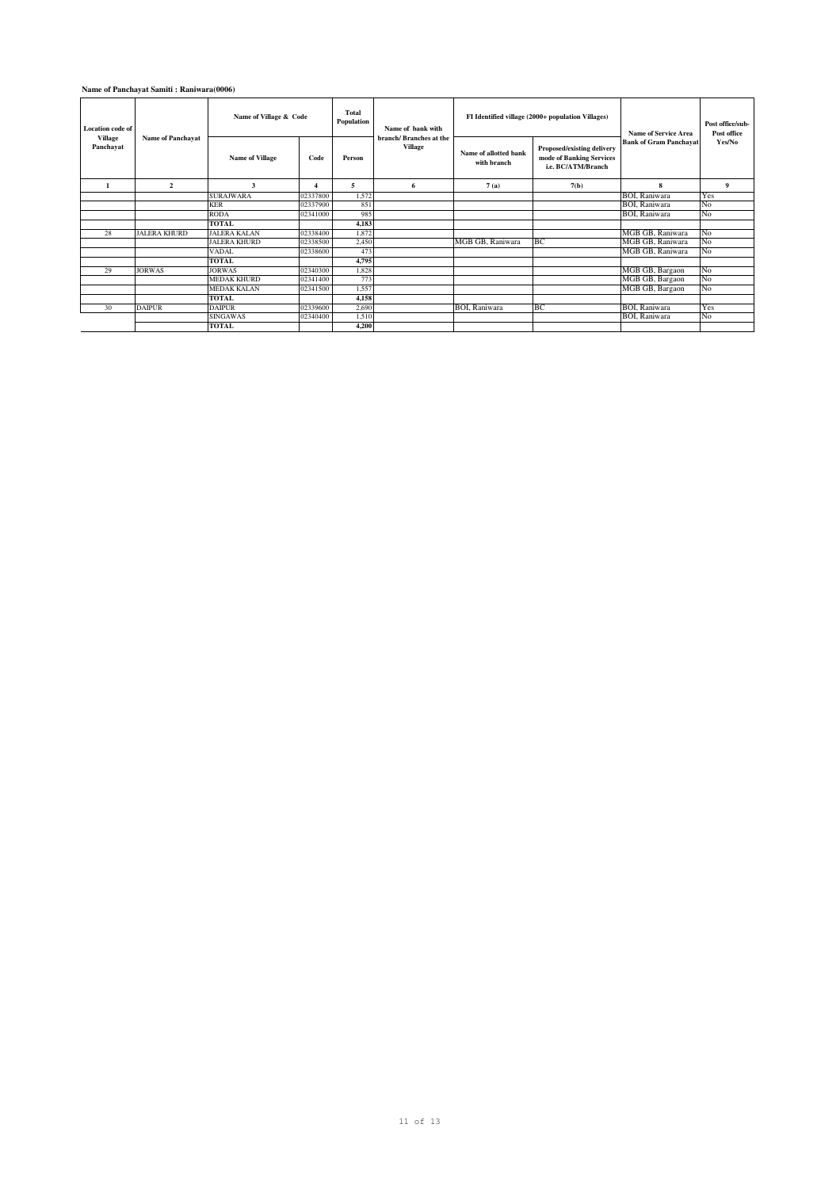**Name of Panchayat Samiti : Raniwara(0006)**

| Location code of Village Panchayat | Name of Panchayat | Name of Village & Code | | Total Population | Name of bank with branch/ Branches at the Village | FI Identified village (2000+ population Villages) | | Name of Service Area Bank of Gram Panchayat | Post office/sub-Post office Yes/No |
|---|---|---|---|---|---|---|---|---|---|
| | | Name of Village | Code | Person | | Name of allotted bank with branch | Proposed/existing delivery mode of Banking Services i.e. BC/ATM/Branch | | |
| 1 | 2 | 3 | 4 | 5 | 6 | 7 (a) | 7(b) | 8 | 9 |
| | | SURAJWARA | 02337800 | 1,572 | | | | BOI, Raniwara | Yes |
| | | KER | 02337900 | 851 | | | | BOI, Raniwara | No |
| | | RODA | 02341000 | 985 | | | | BOI, Raniwara | No |
| | | **TOTAL** | | **4,183** | | | | | |
| 28 | JALERA KHURD | JALERA KALAN | 02338400 | 1,872 | | | | MGB GB, Raniwara | No |
| | | JALERA KHURD | 02338500 | 2,450 | | MGB GB, Raniwara | BC | MGB GB, Raniwara | No |
| | | VADAL | 02338600 | 473 | | | | MGB GB, Raniwara | No |
| | | **TOTAL** | | **4,795** | | | | | |
| 29 | JORWAS | JORWAS | 02340300 | 1,828 | | | | MGB GB, Bargaon | No |
| | | MEDAK KHURD | 02341400 | 773 | | | | MGB GB, Bargaon | No |
| | | MEDAK KALAN | 02341500 | 1,557 | | | | MGB GB, Bargaon | No |
| | | **TOTAL** | | **4,158** | | | | | |
| 30 | DAIPUR | DAIPUR | 02339600 | 2,690 | | BOI, Raniwara | BC | BOI, Raniwara | Yes |
| | | SINGAWAS | 02340400 | 1,510 | | | | BOI, Raniwara | No |
| | | **TOTAL** | | **4,200** | | | | | |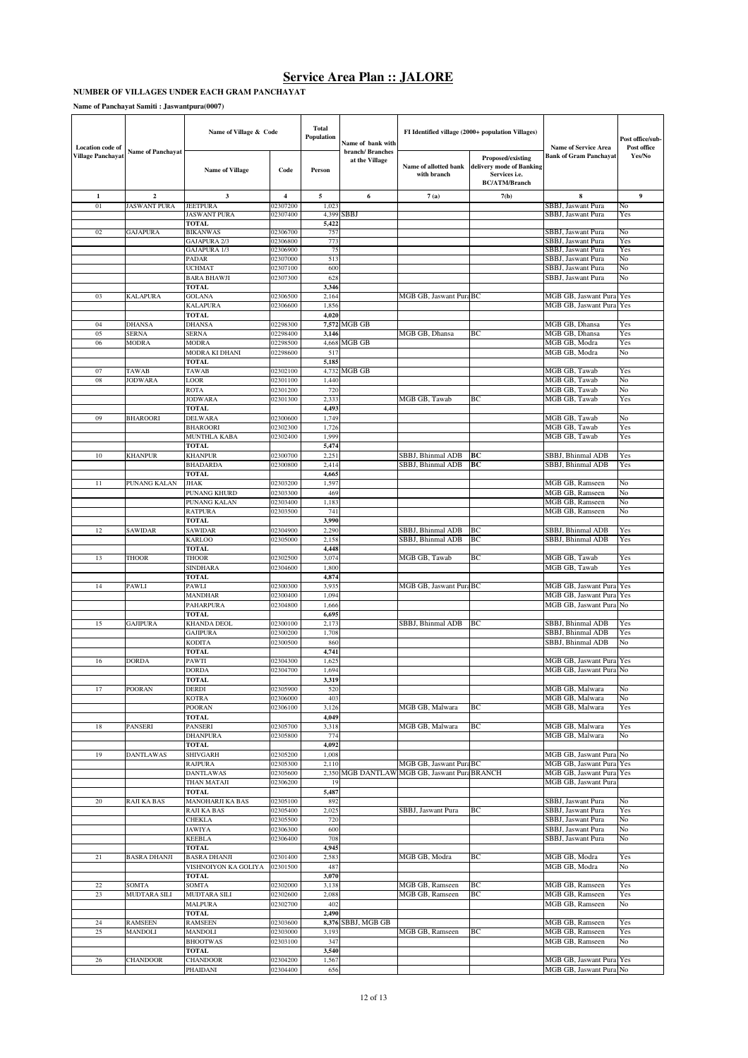# Service Area Plan :: JALORE

**NUMBER OF VILLAGES UNDER EACH GRAM PANCHAYAT**

**Name of Panchayat Samiti : Jaswantpura(0007)**

| Location code of Village Panchayat | Name of Panchayat | Name of Village & Code | | Total Population | Name of bank with branch/ Branches at the Village | FI Identified village (2000+ population Villages) | | Name of Service Area Bank of Gram Panchayat | Post office/sub-Post office Yes/No |
|---|---|---|---|---|---|---|---|---|---|
| | | Name of Village | Code | Person | | Name of allotted bank with branch | Proposed/existing delivery mode of Banking Services i.e. BC/ATM/Branch | | |
| 1 | 2 | 3 | 4 | 5 | 6 | 7 (a) | 7(b) | 8 | 9 |
| 01 | JASWANT PURA | JEETPURA | 02307200 | 1,023 | | | | SBBJ, Jaswant Pura | No |
| | | JASWANT PURA | 02307400 | 4,399 | SBBJ | | | SBBJ, Jaswant Pura | Yes |
| | | TOTAL | | 5,422 | | | | | |
| 02 | GAJAPURA | BIKANWAS | 02306700 | 757 | | | | SBBJ, Jaswant Pura | No |
| | | GAJAPURA 2/3 | 02306800 | 773 | | | | SBBJ, Jaswant Pura | Yes |
| | | GAJAPURA 1/3 | 02306900 | 75 | | | | SBBJ, Jaswant Pura | Yes |
| | | PADAR | 02307000 | 513 | | | | SBBJ, Jaswant Pura | No |
| | | UCHMAT | 02307100 | 600 | | | | SBBJ, Jaswant Pura | No |
| | | BARA BHAWJI | 02307300 | 628 | | | | SBBJ, Jaswant Pura | No |
| | | TOTAL | | 3,346 | | | | | |
| 03 | KALAPURA | GOLANA | 02306500 | 2,164 | | MGB GB, Jaswant Pura | BC | MGB GB, Jaswant Pura | Yes |
| | | KALAPURA | 02306600 | 1,856 | | | | MGB GB, Jaswant Pura | Yes |
| | | TOTAL | | 4,020 | | | | | |
| 04 | DHANSA | DHANSA | 02298300 | 7,572 | MGB GB | | | MGB GB, Dhansa | Yes |
| 05 | SERNA | SERNA | 02298400 | 3,146 | | MGB GB, Dhansa | BC | MGB GB, Dhansa | Yes |
| 06 | MODRA | MODRA | 02298500 | 4,668 | MGB GB | | | MGB GB, Modra | Yes |
| | | MODRA KI DHANI | 02298600 | 517 | | | | MGB GB, Modra | No |
| | | TOTAL | | 5,185 | | | | | |
| 07 | TAWAB | TAWAB | 02302100 | 4,732 | MGB GB | | | MGB GB, Tawab | Yes |
| 08 | JODWARA | LOOR | 02301100 | 1,440 | | | | MGB GB, Tawab | No |
| | | ROTA | 02301200 | 720 | | | | MGB GB, Tawab | No |
| | | JODWARA | 02301300 | 2,333 | | MGB GB, Tawab | BC | MGB GB, Tawab | Yes |
| | | TOTAL | | 4,493 | | | | | |
| 09 | BHAROORI | DELWARA | 02300600 | 1,749 | | | | MGB GB, Tawab | No |
| | | BHAROORI | 02302300 | 1,726 | | | | MGB GB, Tawab | Yes |
| | | MUNTHLA KABA | 02302400 | 1,999 | | | | MGB GB, Tawab | Yes |
| | | TOTAL | | 5,474 | | | | | |
| 10 | KHANPUR | KHANPUR | 02300700 | 2,251 | | SBBJ, Bhinmal ADB | BC | SBBJ, Bhinmal ADB | Yes |
| | | BHADARDA | 02300800 | 2,414 | | SBBJ, Bhinmal ADB | BC | SBBJ, Bhinmal ADB | Yes |
| | | TOTAL | | 4,665 | | | | | |
| 11 | PUNANG KALAN | JHAK | 02303200 | 1,597 | | | | MGB GB, Ramseen | No |
| | | PUNANG KHURD | 02303300 | 469 | | | | MGB GB, Ramseen | No |
| | | PUNANG KALAN | 02303400 | 1,183 | | | | MGB GB, Ramseen | No |
| | | RATPURA | 02303500 | 741 | | | | MGB GB, Ramseen | No |
| | | TOTAL | | 3,990 | | | | | |
| 12 | SAWIDAR | SAWIDAR | 02304900 | 2,290 | | SBBJ, Bhinmal ADB | BC | SBBJ, Bhinmal ADB | Yes |
| | | KARLOO | 02305000 | 2,158 | | SBBJ, Bhinmal ADB | BC | SBBJ, Bhinmal ADB | Yes |
| | | TOTAL | | 4,448 | | | | | |
| 13 | THOOR | THOOR | 02302500 | 3,074 | | MGB GB, Tawab | BC | MGB GB, Tawab | Yes |
| | | SINDHARA | 02304600 | 1,800 | | | | MGB GB, Tawab | Yes |
| | | TOTAL | | 4,874 | | | | | |
| 14 | PAWLI | PAWLI | 02300300 | 3,935 | | MGB GB, Jaswant Pura | BC | MGB GB, Jaswant Pura | Yes |
| | | MANDHAR | 02300400 | 1,094 | | | | MGB GB, Jaswant Pura | Yes |
| | | PAHARPURA | 02304800 | 1,666 | | | | MGB GB, Jaswant Pura | No |
| | | TOTAL | | 6,695 | | | | | |
| 15 | GAJIPURA | KHANDA DEOL | 02300100 | 2,173 | | SBBJ, Bhinmal ADB | BC | SBBJ, Bhinmal ADB | Yes |
| | | GAJIPURA | 02300200 | 1,708 | | | | SBBJ, Bhinmal ADB | Yes |
| | | KODITA | 02300500 | 860 | | | | SBBJ, Bhinmal ADB | No |
| | | TOTAL | | 4,741 | | | | | |
| 16 | DORDA | PAWTI | 02304300 | 1,625 | | | | MGB GB, Jaswant Pura | Yes |
| | | DORDA | 02304700 | 1,694 | | | | MGB GB, Jaswant Pura | No |
| | | TOTAL | | 3,319 | | | | | |
| 17 | POORAN | DERDI | 02305900 | 520 | | | | MGB GB, Malwara | No |
| | | KOTRA | 02306000 | 403 | | | | MGB GB, Malwara | No |
| | | POORAN | 02306100 | 3,126 | | MGB GB, Malwara | BC | MGB GB, Malwara | Yes |
| | | TOTAL | | 4,049 | | | | | |
| 18 | PANSERI | PANSERI | 02305700 | 3,318 | | MGB GB, Malwara | BC | MGB GB, Malwara | Yes |
| | | DHANPURA | 02305800 | 774 | | | | MGB GB, Malwara | No |
| | | TOTAL | | 4,092 | | | | | |
| 19 | DANTLAWAS | SHIVGARH | 02305200 | 1,008 | | | | MGB GB, Jaswant Pura | No |
| | | RAJPURA | 02305300 | 2,110 | | MGB GB, Jaswant Pura | BC | MGB GB, Jaswant Pura | Yes |
| | | DANTLAWAS | 02305600 | 2,350 | MGB DANTLAW | MGB GB, Jaswant Pura | BRANCH | MGB GB, Jaswant Pura | Yes |
| | | THAN MATAJI | 02306200 | 19 | | | | MGB GB, Jaswant Pura | |
| | | TOTAL | | 5,487 | | | | | |
| 20 | RAJI KA BAS | MANOHARJI KA BAS | 02305100 | 892 | | | | SBBJ, Jaswant Pura | No |
| | | RAJI KA BAS | 02305400 | 2,025 | | SBBJ, Jaswant Pura | BC | SBBJ, Jaswant Pura | Yes |
| | | CHEKLA | 02305500 | 720 | | | | SBBJ, Jaswant Pura | No |
| | | JAWIYA | 02306300 | 600 | | | | SBBJ, Jaswant Pura | No |
| | | KEEBLA | 02306400 | 708 | | | | SBBJ, Jaswant Pura | No |
| | | TOTAL | | 4,945 | | | | | |
| 21 | BASRA DHANJI | BASRA DHANJI | 02301400 | 2,583 | | MGB GB, Modra | BC | MGB GB, Modra | Yes |
| | | VISHNOIYON KA GOLIYA | 02301500 | 487 | | | | MGB GB, Modra | No |
| | | TOTAL | | 3,070 | | | | | |
| 22 | SOMTA | SOMTA | 02302000 | 3,138 | | MGB GB, Ramseen | BC | MGB GB, Ramseen | Yes |
| 23 | MUDTARA SILI | MUDTARA SILI | 02302600 | 2,088 | | MGB GB, Ramseen | BC | MGB GB, Ramseen | Yes |
| | | MALPURA | 02302700 | 402 | | | | MGB GB, Ramseen | No |
| | | TOTAL | | 2,490 | | | | | |
| 24 | RAMSEEN | RAMSEEN | 02303600 | 8,376 | SBBJ, MGB GB | | | MGB GB, Ramseen | Yes |
| 25 | MANDOLI | MANDOLI | 02303000 | 3,193 | | MGB GB, Ramseen | BC | MGB GB, Ramseen | Yes |
| | | BHOOTWAS | 02303100 | 347 | | | | MGB GB, Ramseen | No |
| | | TOTAL | | 3,540 | | | | | |
| 26 | CHANDOOR | CHANDOOR | 02304200 | 1,567 | | | | MGB GB, Jaswant Pura | Yes |
| | | PHAIDANI | 02304400 | 656 | | | | MGB GB, Jaswant Pura | No |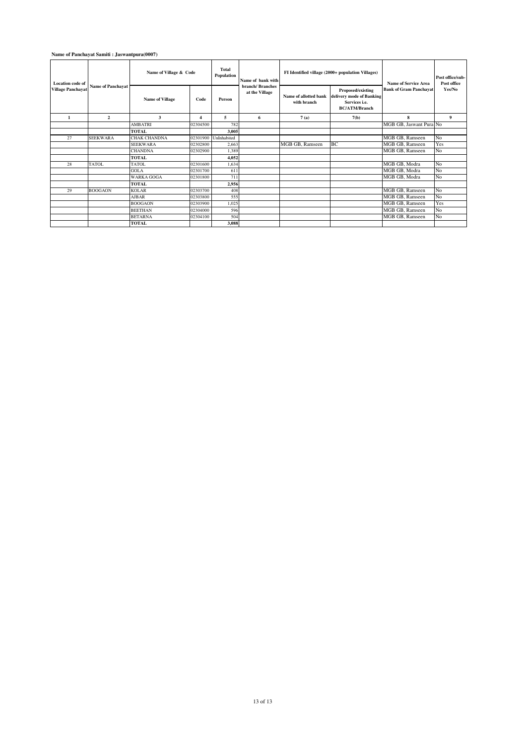**Name of Panchayat Samiti : Jaswantpura(0007)**

| Location code of Village Panchayat | Name of Panchayat | Name of Village & Code | | Total Population | Name of bank with branch/ Branches at the Village | FI Identified village (2000+ population Villages) | | Name of Service Area Bank of Gram Panchayat | Post office/sub-Post office Yes/No |
|---|---|---|---|---|---|---|---|---|---|
| | | Name of Village | Code | Person | | Name of allotted bank with branch | Proposed/existing delivery mode of Banking Services i.e. BC/ATM/Branch | | |
| 1 | 2 | 3 | 4 | 5 | 6 | 7 (a) | 7(b) | 8 | 9 |
| | | AMBATRI | 02304500 | 782 | | | | MGB GB, Jaswant Pura | No |
| | | **TOTAL** | | **3,005** | | | | | |
| 27 | SEEKWARA | CHAK CHANDNA | 02301900 | UnInhabited | | | | MGB GB, Ramseen | No |
| | | SEEKWARA | 02302800 | 2,663 | | MGB GB, Ramseen | BC | MGB GB, Ramseen | Yes |
| | | CHANDNA | 02302900 | 1,389 | | | | MGB GB, Ramseen | No |
| | | **TOTAL** | | **4,052** | | | | | |
| 28 | TATOL | TATOL | 02301600 | 1,634 | | | | MGB GB, Modra | No |
| | | GOLA | 02301700 | 611 | | | | MGB GB, Modra | No |
| | | WARKA GOGA | 02301800 | 711 | | | | MGB GB, Modra | No |
| | | **TOTAL** | | **2,956** | | | | | |
| 29 | BOOGAON | KOLAR | 02303700 | 408 | | | | MGB GB, Ramseen | No |
| | | AJBAR | 02303800 | 555 | | | | MGB GB, Ramseen | No |
| | | BOOGAON | 02303900 | 1,025 | | | | MGB GB, Ramseen | Yes |
| | | BEETHAN | 02304000 | 596 | | | | MGB GB, Ramseen | No |
| | | BETARNA | 02304100 | 504 | | | | MGB GB, Ramseen | No |
| | | **TOTAL** | | **3,088** | | | | | |